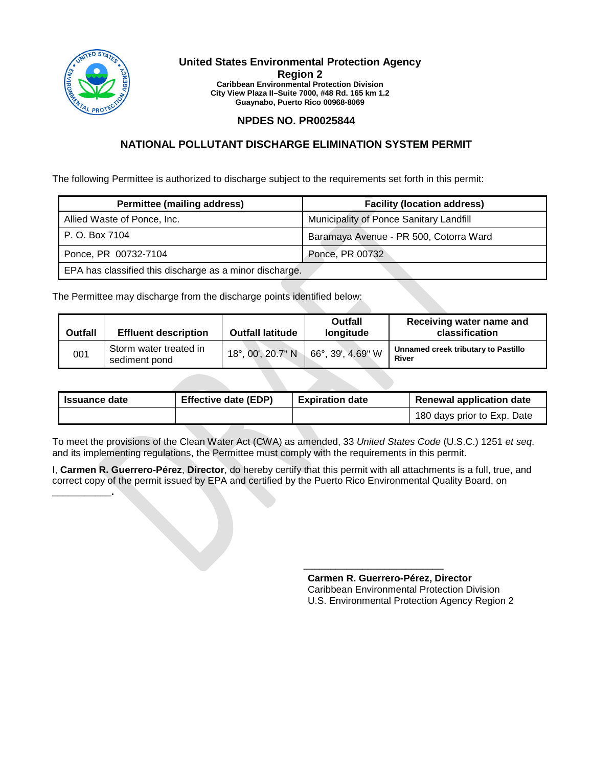**United States Environmental Protection Agency**
**Region 2**
**Caribbean Environmental Protection Division**
**City View Plaza II–Suite 7000, #48 Rd. 165 km 1.2**
**Guaynabo, Puerto Rico 00968-8069**

## NPDES NO. PR0025844

## NATIONAL POLLUTANT DISCHARGE ELIMINATION SYSTEM PERMIT

The following Permittee is authorized to discharge subject to the requirements set forth in this permit:

| Permittee (mailing address) | Facility (location address) |
|---|---|
| Allied Waste of Ponce, Inc. | Municipality of Ponce Sanitary Landfill |
| P. O. Box 7104 | Baramaya Avenue - PR 500, Cotorra Ward |
| Ponce, PR 00732-7104 | Ponce, PR 00732 |
| EPA has classified this discharge as a minor discharge. | |

The Permittee may discharge from the discharge points identified below:

| Outfall | Effluent description | Outfall latitude | Outfall longitude | Receiving water name and classification |
|---|---|---|---|---|
| 001 | Storm water treated in sediment pond | 18°, 00', 20.7" N | 66°, 39', 4.69" W | **Unnamed creek tributary to Pastillo River** |

| Issuance date | Effective date (EDP) | Expiration date | Renewal application date |
|---|---|---|---|
| | | | 180 days prior to Exp. Date |

To meet the provisions of the Clean Water Act (CWA) as amended, 33 *United States Code* (U.S.C.) 1251 *et seq*. and its implementing regulations, the Permittee must comply with the requirements in this permit.

I, **Carmen R. Guerrero-Pérez**, **Director**, do hereby certify that this permit with all attachments is a full, true, and correct copy of the permit issued by EPA and certified by the Puerto Rico Environmental Quality Board, on ___________.

___________________________

**Carmen R. Guerrero-Pérez, Director**
Caribbean Environmental Protection Division
U.S. Environmental Protection Agency Region 2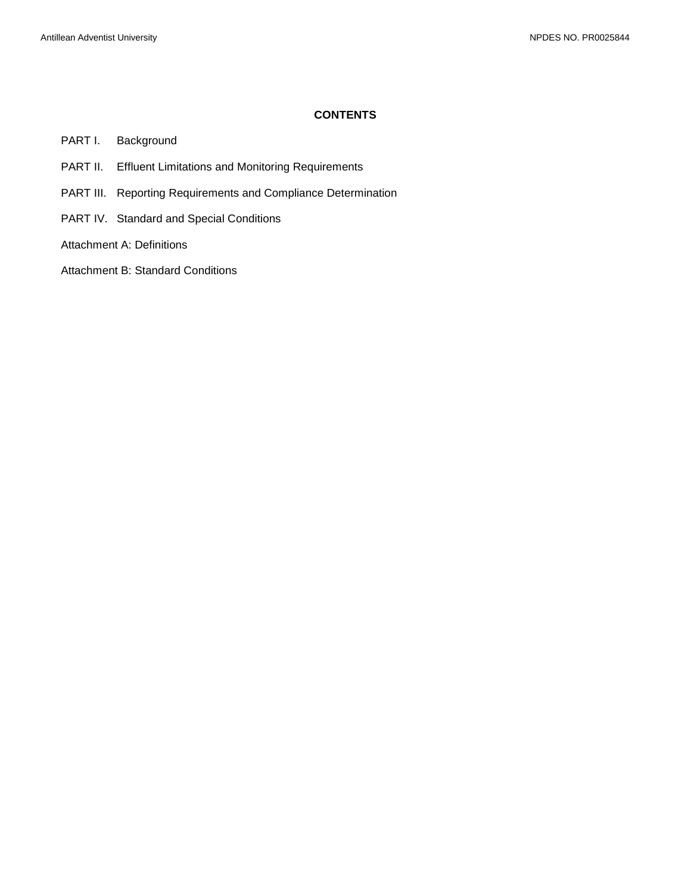# CONTENTS

PART I. Background

PART II. Effluent Limitations and Monitoring Requirements

PART III. Reporting Requirements and Compliance Determination

PART IV. Standard and Special Conditions

Attachment A: Definitions

Attachment B: Standard Conditions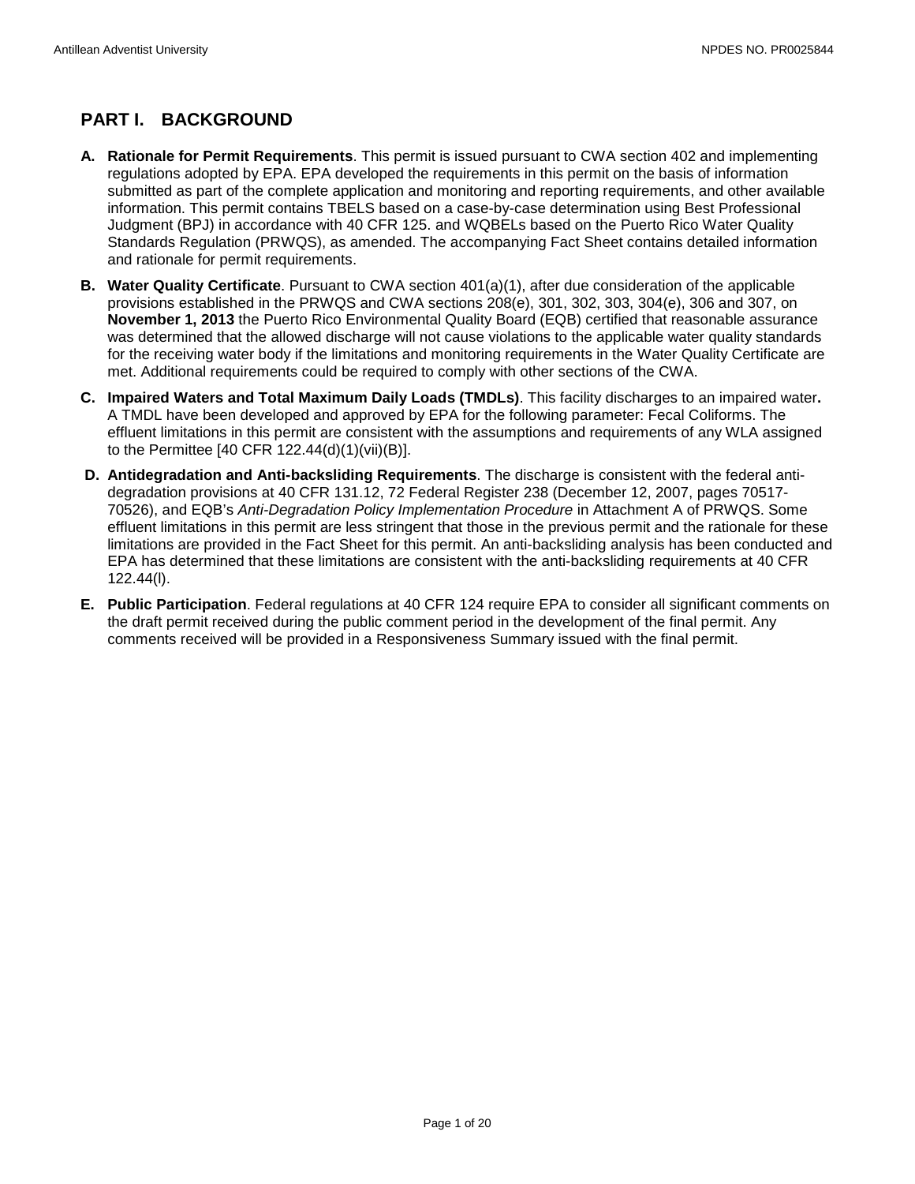## PART I. BACKGROUND

**A. Rationale for Permit Requirements**. This permit is issued pursuant to CWA section 402 and implementing regulations adopted by EPA. EPA developed the requirements in this permit on the basis of information submitted as part of the complete application and monitoring and reporting requirements, and other available information. This permit contains TBELS based on a case-by-case determination using Best Professional Judgment (BPJ) in accordance with 40 CFR 125. and WQBELs based on the Puerto Rico Water Quality Standards Regulation (PRWQS), as amended. The accompanying Fact Sheet contains detailed information and rationale for permit requirements.

**B. Water Quality Certificate**. Pursuant to CWA section 401(a)(1), after due consideration of the applicable provisions established in the PRWQS and CWA sections 208(e), 301, 302, 303, 304(e), 306 and 307, on **November 1, 2013** the Puerto Rico Environmental Quality Board (EQB) certified that reasonable assurance was determined that the allowed discharge will not cause violations to the applicable water quality standards for the receiving water body if the limitations and monitoring requirements in the Water Quality Certificate are met. Additional requirements could be required to comply with other sections of the CWA.

**C. Impaired Waters and Total Maximum Daily Loads (TMDLs)**. This facility discharges to an impaired water**.** A TMDL have been developed and approved by EPA for the following parameter: Fecal Coliforms. The effluent limitations in this permit are consistent with the assumptions and requirements of any WLA assigned to the Permittee [40 CFR 122.44(d)(1)(vii)(B)].

**D. Antidegradation and Anti-backsliding Requirements**. The discharge is consistent with the federal anti-degradation provisions at 40 CFR 131.12, 72 Federal Register 238 (December 12, 2007, pages 70517-70526), and EQB's *Anti-Degradation Policy Implementation Procedure* in Attachment A of PRWQS. Some effluent limitations in this permit are less stringent that those in the previous permit and the rationale for these limitations are provided in the Fact Sheet for this permit. An anti-backsliding analysis has been conducted and EPA has determined that these limitations are consistent with the anti-backsliding requirements at 40 CFR 122.44(l).

**E. Public Participation**. Federal regulations at 40 CFR 124 require EPA to consider all significant comments on the draft permit received during the public comment period in the development of the final permit. Any comments received will be provided in a Responsiveness Summary issued with the final permit.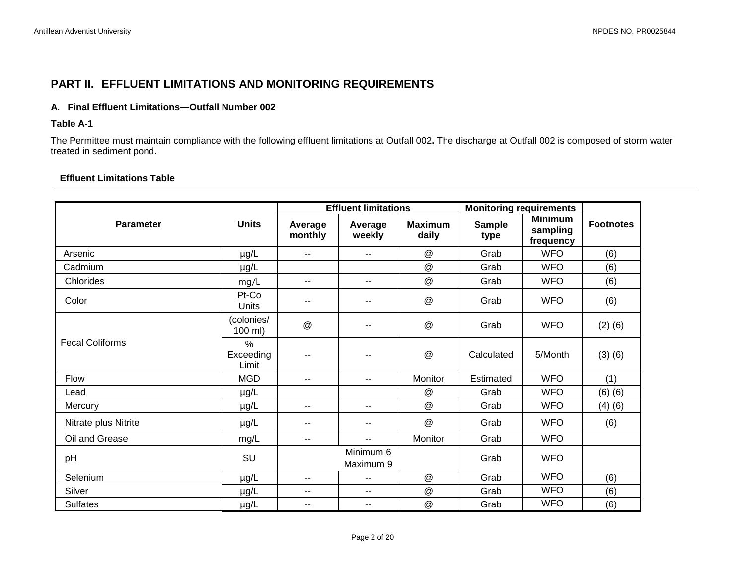## PART II. EFFLUENT LIMITATIONS AND MONITORING REQUIREMENTS

### A. Final Effluent Limitations—Outfall Number 002

**Table A-1**

The Permittee must maintain compliance with the following effluent limitations at Outfall 002**.** The discharge at Outfall 002 is composed of storm water treated in sediment pond.

**Effluent Limitations Table**

| Parameter | Units | Effluent limitations | | | Monitoring requirements | | Footnotes |
|---|---|---|---|---|---|---|---|
| | | Average monthly | Average weekly | Maximum daily | Sample type | Minimum sampling frequency | |
| Arsenic | µg/L | -- | -- | @ | Grab | WFO | (6) |
| Cadmium | µg/L | | | @ | Grab | WFO | (6) |
| Chlorides | mg/L | -- | -- | @ | Grab | WFO | (6) |
| Color | Pt-Co Units | -- | -- | @ | Grab | WFO | (6) |
| Fecal Coliforms | (colonies/ 100 ml) | @ | -- | @ | Grab | WFO | (2) (6) |
| | % Exceeding Limit | -- | -- | @ | Calculated | 5/Month | (3) (6) |
| Flow | MGD | -- | -- | Monitor | Estimated | WFO | (1) |
| Lead | µg/L | | | @ | Grab | WFO | (6) (6) |
| Mercury | µg/L | -- | -- | @ | Grab | WFO | (4) (6) |
| Nitrate plus Nitrite | µg/L | -- | -- | @ | Grab | WFO | (6) |
| Oil and Grease | mg/L | -- | -- | Monitor | Grab | WFO | |
| pH | SU | Minimum 6 Maximum 9 | | | Grab | WFO | |
| Selenium | µg/L | -- | -- | @ | Grab | WFO | (6) |
| Silver | µg/L | -- | -- | @ | Grab | WFO | (6) |
| Sulfates | µg/L | -- | -- | @ | Grab | WFO | (6) |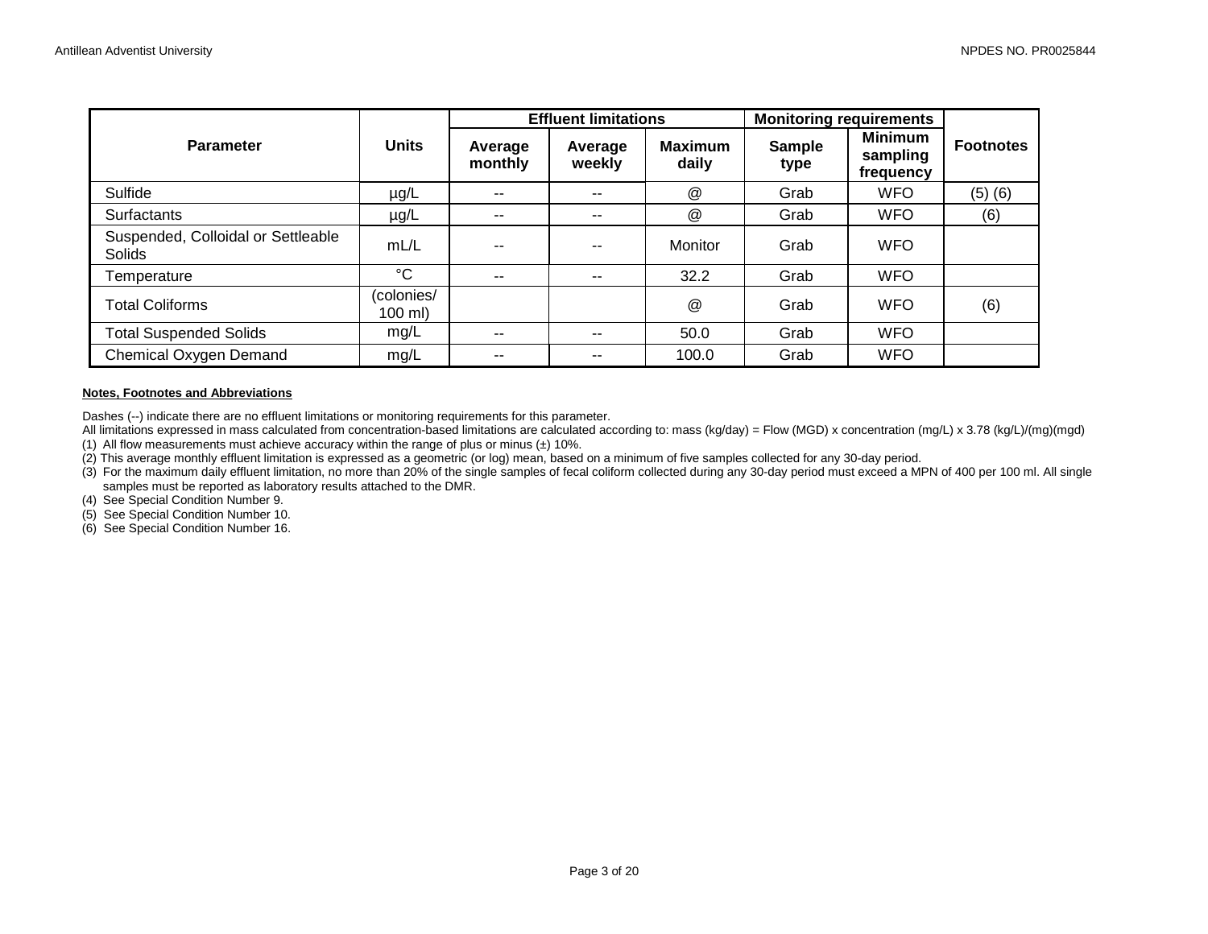| Parameter | Units | Effluent limitations | | | Monitoring requirements | | Footnotes |
|---|---|---|---|---|---|---|---|
| | | Average monthly | Average weekly | Maximum daily | Sample type | Minimum sampling frequency | |
| Sulfide | µg/L | -- | -- | @ | Grab | WFO | (5) (6) |
| Surfactants | µg/L | -- | -- | @ | Grab | WFO | (6) |
| Suspended, Colloidal or Settleable Solids | mL/L | -- | -- | Monitor | Grab | WFO | |
| Temperature | °C | -- | -- | 32.2 | Grab | WFO | |
| Total Coliforms | (colonies/ 100 ml) | | | @ | Grab | WFO | (6) |
| Total Suspended Solids | mg/L | -- | -- | 50.0 | Grab | WFO | |
| Chemical Oxygen Demand | mg/L | -- | -- | 100.0 | Grab | WFO | |

**Notes, Footnotes and Abbreviations**

Dashes (--) indicate there are no effluent limitations or monitoring requirements for this parameter.

All limitations expressed in mass calculated from concentration-based limitations are calculated according to: mass (kg/day) = Flow (MGD) x concentration (mg/L) x 3.78 (kg/L)/(mg)(mgd)

(1) All flow measurements must achieve accuracy within the range of plus or minus (±) 10%.

(2) This average monthly effluent limitation is expressed as a geometric (or log) mean, based on a minimum of five samples collected for any 30-day period.

(3) For the maximum daily effluent limitation, no more than 20% of the single samples of fecal coliform collected during any 30-day period must exceed a MPN of 400 per 100 ml. All single samples must be reported as laboratory results attached to the DMR.

(4) See Special Condition Number 9.

(5) See Special Condition Number 10.

(6) See Special Condition Number 16.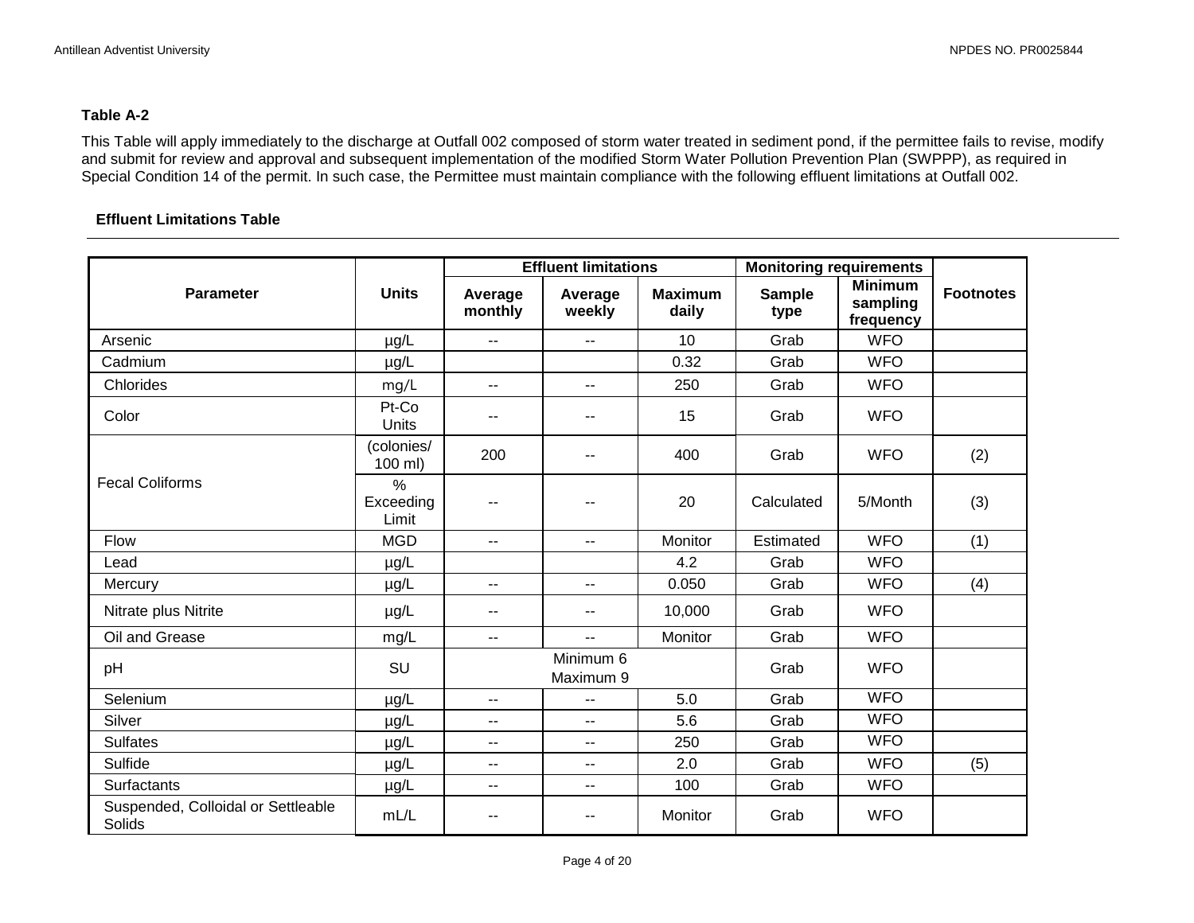**Table A-2**

This Table will apply immediately to the discharge at Outfall 002 composed of storm water treated in sediment pond, if the permittee fails to revise, modify and submit for review and approval and subsequent implementation of the modified Storm Water Pollution Prevention Plan (SWPPP), as required in Special Condition 14 of the permit. In such case, the Permittee must maintain compliance with the following effluent limitations at Outfall 002.

**Effluent Limitations Table**

| Parameter | Units | Effluent limitations | | | Monitoring requirements | | Footnotes |
|---|---|---|---|---|---|---|---|
| | | Average monthly | Average weekly | Maximum daily | Sample type | Minimum sampling frequency | |
| Arsenic | µg/L | -- | -- | 10 | Grab | WFO | |
| Cadmium | µg/L | | | 0.32 | Grab | WFO | |
| Chlorides | mg/L | -- | -- | 250 | Grab | WFO | |
| Color | Pt-Co Units | -- | -- | 15 | Grab | WFO | |
| Fecal Coliforms | (colonies/ 100 ml) | 200 | -- | 400 | Grab | WFO | (2) |
| | % Exceeding Limit | -- | -- | 20 | Calculated | 5/Month | (3) |
| Flow | MGD | -- | -- | Monitor | Estimated | WFO | (1) |
| Lead | µg/L | | | 4.2 | Grab | WFO | |
| Mercury | µg/L | -- | -- | 0.050 | Grab | WFO | (4) |
| Nitrate plus Nitrite | µg/L | -- | -- | 10,000 | Grab | WFO | |
| Oil and Grease | mg/L | -- | -- | Monitor | Grab | WFO | |
| pH | SU | Minimum 6 Maximum 9 | | | Grab | WFO | |
| Selenium | µg/L | -- | -- | 5.0 | Grab | WFO | |
| Silver | µg/L | -- | -- | 5.6 | Grab | WFO | |
| Sulfates | µg/L | -- | -- | 250 | Grab | WFO | |
| Sulfide | µg/L | -- | -- | 2.0 | Grab | WFO | (5) |
| Surfactants | µg/L | -- | -- | 100 | Grab | WFO | |
| Suspended, Colloidal or Settleable Solids | mL/L | -- | -- | Monitor | Grab | WFO | |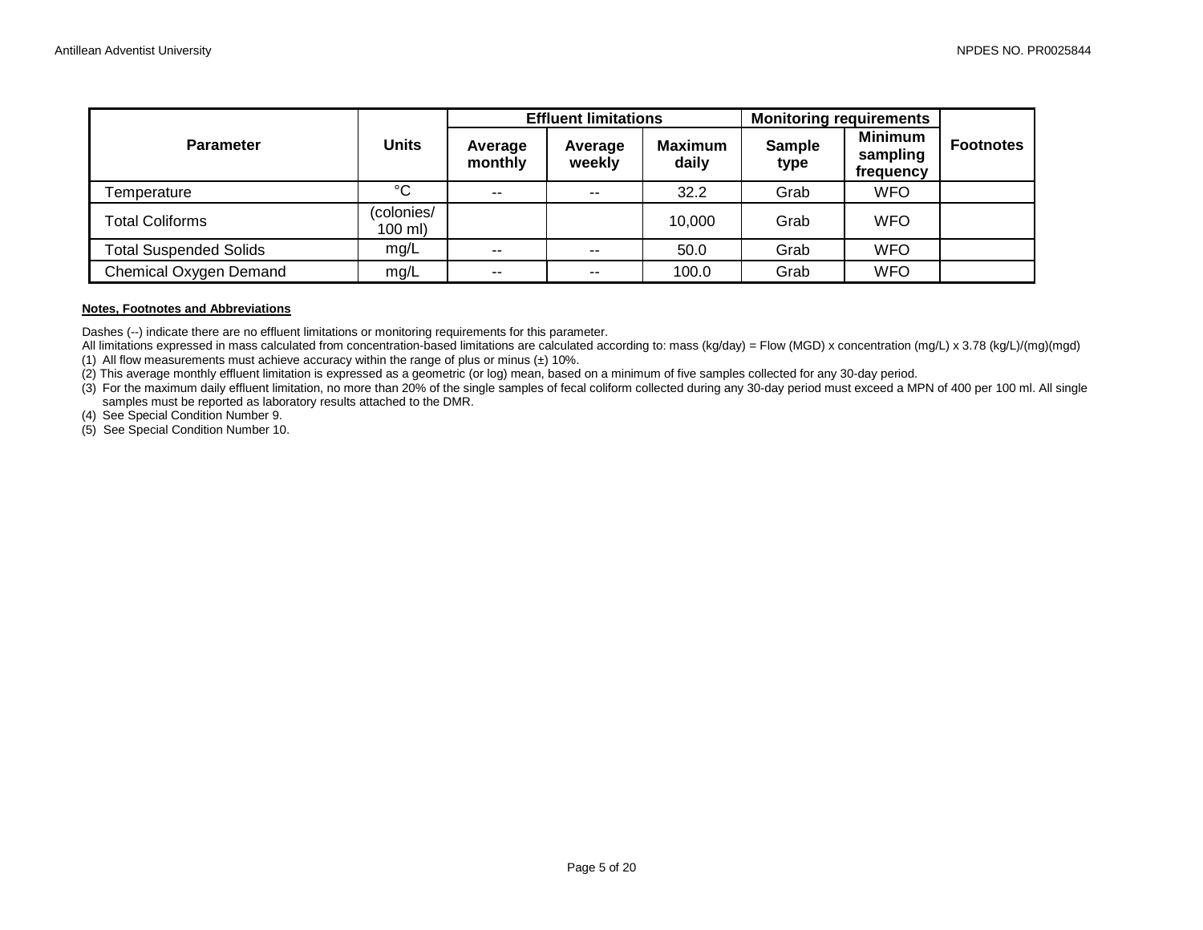| Parameter | Units | Effluent limitations | | | Monitoring requirements | | Footnotes |
|---|---|---|---|---|---|---|---|
| | | Average monthly | Average weekly | Maximum daily | Sample type | Minimum sampling frequency | |
| Temperature | °C | -- | -- | 32.2 | Grab | WFO | |
| Total Coliforms | (colonies/ 100 ml) | | | 10,000 | Grab | WFO | |
| Total Suspended Solids | mg/L | -- | -- | 50.0 | Grab | WFO | |
| Chemical Oxygen Demand | mg/L | -- | -- | 100.0 | Grab | WFO | |

**Notes, Footnotes and Abbreviations**

Dashes (--) indicate there are no effluent limitations or monitoring requirements for this parameter.

All limitations expressed in mass calculated from concentration-based limitations are calculated according to: mass (kg/day) = Flow (MGD) x concentration (mg/L) x 3.78 (kg/L)/(mg)(mgd)

(1) All flow measurements must achieve accuracy within the range of plus or minus (±) 10%.

(2) This average monthly effluent limitation is expressed as a geometric (or log) mean, based on a minimum of five samples collected for any 30-day period.

(3) For the maximum daily effluent limitation, no more than 20% of the single samples of fecal coliform collected during any 30-day period must exceed a MPN of 400 per 100 ml. All single samples must be reported as laboratory results attached to the DMR.

(4) See Special Condition Number 9.

(5) See Special Condition Number 10.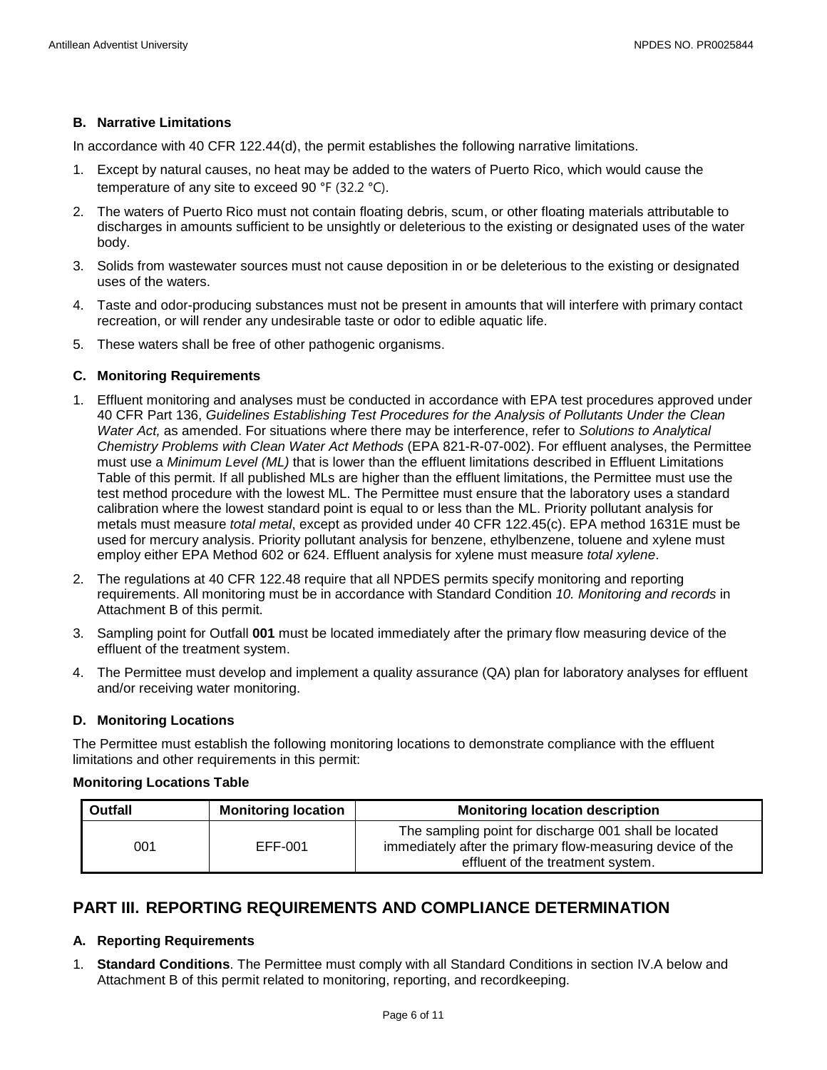### B. Narrative Limitations

In accordance with 40 CFR 122.44(d), the permit establishes the following narrative limitations.

1. Except by natural causes, no heat may be added to the waters of Puerto Rico, which would cause the temperature of any site to exceed 90 °F (32.2 °C).
2. The waters of Puerto Rico must not contain floating debris, scum, or other floating materials attributable to discharges in amounts sufficient to be unsightly or deleterious to the existing or designated uses of the water body.
3. Solids from wastewater sources must not cause deposition in or be deleterious to the existing or designated uses of the waters.
4. Taste and odor-producing substances must not be present in amounts that will interfere with primary contact recreation, or will render any undesirable taste or odor to edible aquatic life.
5. These waters shall be free of other pathogenic organisms.

### C. Monitoring Requirements

1. Effluent monitoring and analyses must be conducted in accordance with EPA test procedures approved under 40 CFR Part 136, *Guidelines Establishing Test Procedures for the Analysis of Pollutants Under the Clean Water Act,* as amended. For situations where there may be interference, refer to *Solutions to Analytical Chemistry Problems with Clean Water Act Methods* (EPA 821-R-07-002). For effluent analyses, the Permittee must use a *Minimum Level (ML)* that is lower than the effluent limitations described in Effluent Limitations Table of this permit. If all published MLs are higher than the effluent limitations, the Permittee must use the test method procedure with the lowest ML. The Permittee must ensure that the laboratory uses a standard calibration where the lowest standard point is equal to or less than the ML. Priority pollutant analysis for metals must measure *total metal*, except as provided under 40 CFR 122.45(c). EPA method 1631E must be used for mercury analysis. Priority pollutant analysis for benzene, ethylbenzene, toluene and xylene must employ either EPA Method 602 or 624. Effluent analysis for xylene must measure *total xylene*.
2. The regulations at 40 CFR 122.48 require that all NPDES permits specify monitoring and reporting requirements. All monitoring must be in accordance with Standard Condition *10. Monitoring and records* in Attachment B of this permit.
3. Sampling point for Outfall **001** must be located immediately after the primary flow measuring device of the effluent of the treatment system.
4. The Permittee must develop and implement a quality assurance (QA) plan for laboratory analyses for effluent and/or receiving water monitoring.

### D. Monitoring Locations

The Permittee must establish the following monitoring locations to demonstrate compliance with the effluent limitations and other requirements in this permit:

**Monitoring Locations Table**

| Outfall | Monitoring location | Monitoring location description |
|---|---|---|
| 001 | EFF-001 | The sampling point for discharge 001 shall be located immediately after the primary flow-measuring device of the effluent of the treatment system. |

## PART III. REPORTING REQUIREMENTS AND COMPLIANCE DETERMINATION

### A. Reporting Requirements

1. **Standard Conditions**. The Permittee must comply with all Standard Conditions in section IV.A below and Attachment B of this permit related to monitoring, reporting, and recordkeeping.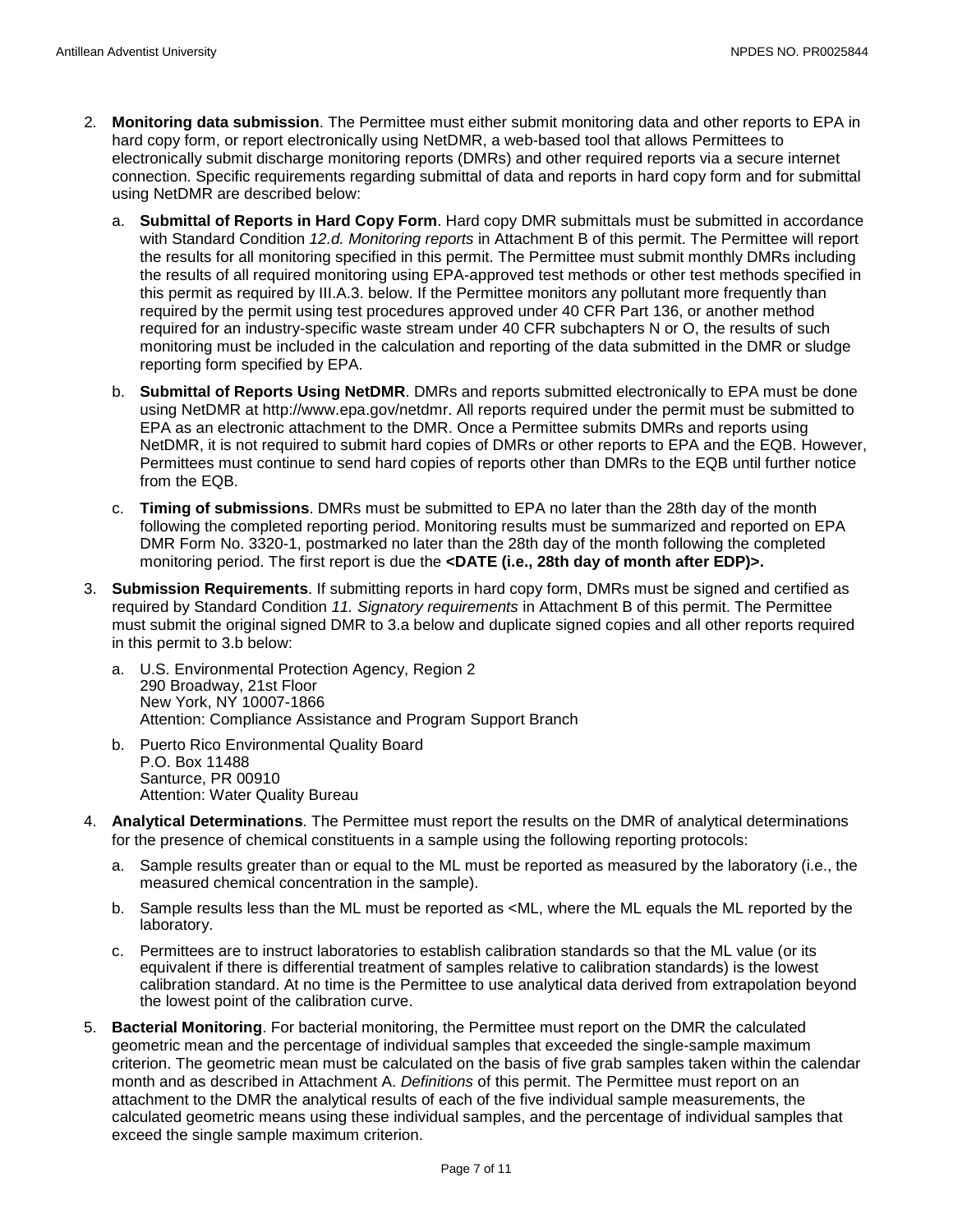2. **Monitoring data submission**. The Permittee must either submit monitoring data and other reports to EPA in hard copy form, or report electronically using NetDMR, a web-based tool that allows Permittees to electronically submit discharge monitoring reports (DMRs) and other required reports via a secure internet connection. Specific requirements regarding submittal of data and reports in hard copy form and for submittal using NetDMR are described below:

   a. **Submittal of Reports in Hard Copy Form**. Hard copy DMR submittals must be submitted in accordance with Standard Condition *12.d. Monitoring reports* in Attachment B of this permit. The Permittee will report the results for all monitoring specified in this permit. The Permittee must submit monthly DMRs including the results of all required monitoring using EPA-approved test methods or other test methods specified in this permit as required by III.A.3. below. If the Permittee monitors any pollutant more frequently than required by the permit using test procedures approved under 40 CFR Part 136, or another method required for an industry-specific waste stream under 40 CFR subchapters N or O, the results of such monitoring must be included in the calculation and reporting of the data submitted in the DMR or sludge reporting form specified by EPA.

   b. **Submittal of Reports Using NetDMR**. DMRs and reports submitted electronically to EPA must be done using NetDMR at http://www.epa.gov/netdmr. All reports required under the permit must be submitted to EPA as an electronic attachment to the DMR. Once a Permittee submits DMRs and reports using NetDMR, it is not required to submit hard copies of DMRs or other reports to EPA and the EQB. However, Permittees must continue to send hard copies of reports other than DMRs to the EQB until further notice from the EQB.

   c. **Timing of submissions**. DMRs must be submitted to EPA no later than the 28th day of the month following the completed reporting period. Monitoring results must be summarized and reported on EPA DMR Form No. 3320-1, postmarked no later than the 28th day of the month following the completed monitoring period. The first report is due the **<DATE (i.e., 28th day of month after EDP)>.**

3. **Submission Requirements**. If submitting reports in hard copy form, DMRs must be signed and certified as required by Standard Condition *11. Signatory requirements* in Attachment B of this permit. The Permittee must submit the original signed DMR to 3.a below and duplicate signed copies and all other reports required in this permit to 3.b below:

   a. U.S. Environmental Protection Agency, Region 2
      290 Broadway, 21st Floor
      New York, NY 10007-1866
      Attention: Compliance Assistance and Program Support Branch

   b. Puerto Rico Environmental Quality Board
      P.O. Box 11488
      Santurce, PR 00910
      Attention: Water Quality Bureau

4. **Analytical Determinations**. The Permittee must report the results on the DMR of analytical determinations for the presence of chemical constituents in a sample using the following reporting protocols:

   a. Sample results greater than or equal to the ML must be reported as measured by the laboratory (i.e., the measured chemical concentration in the sample).

   b. Sample results less than the ML must be reported as <ML, where the ML equals the ML reported by the laboratory.

   c. Permittees are to instruct laboratories to establish calibration standards so that the ML value (or its equivalent if there is differential treatment of samples relative to calibration standards) is the lowest calibration standard. At no time is the Permittee to use analytical data derived from extrapolation beyond the lowest point of the calibration curve.

5. **Bacterial Monitoring**. For bacterial monitoring, the Permittee must report on the DMR the calculated geometric mean and the percentage of individual samples that exceeded the single-sample maximum criterion. The geometric mean must be calculated on the basis of five grab samples taken within the calendar month and as described in Attachment A. *Definitions* of this permit. The Permittee must report on an attachment to the DMR the analytical results of each of the five individual sample measurements, the calculated geometric means using these individual samples, and the percentage of individual samples that exceed the single sample maximum criterion.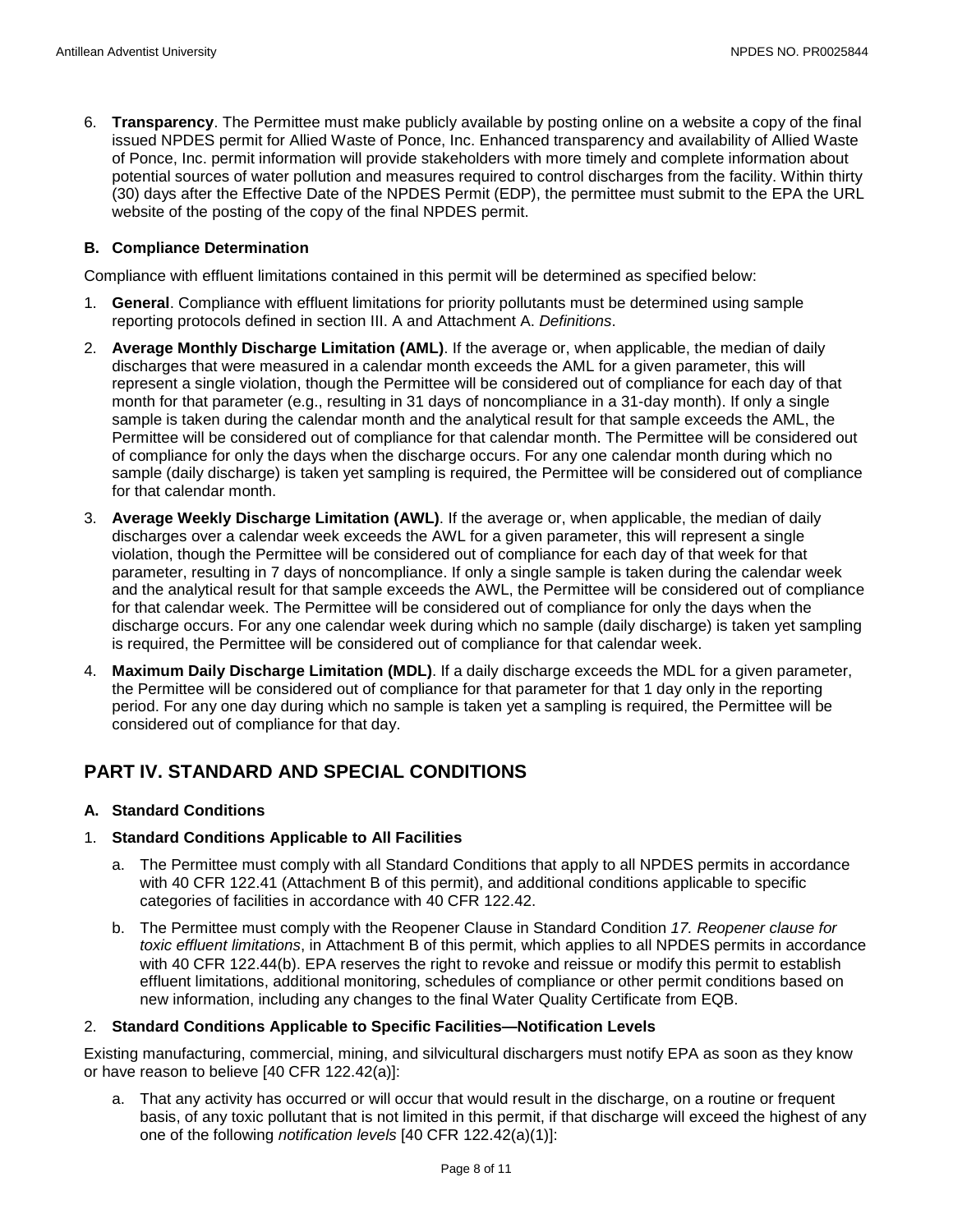6. **Transparency**. The Permittee must make publicly available by posting online on a website a copy of the final issued NPDES permit for Allied Waste of Ponce, Inc. Enhanced transparency and availability of Allied Waste of Ponce, Inc. permit information will provide stakeholders with more timely and complete information about potential sources of water pollution and measures required to control discharges from the facility. Within thirty (30) days after the Effective Date of the NPDES Permit (EDP), the permittee must submit to the EPA the URL website of the posting of the copy of the final NPDES permit.

### B. Compliance Determination

Compliance with effluent limitations contained in this permit will be determined as specified below:

1. **General**. Compliance with effluent limitations for priority pollutants must be determined using sample reporting protocols defined in section III. A and Attachment A. *Definitions*.
2. **Average Monthly Discharge Limitation (AML)**. If the average or, when applicable, the median of daily discharges that were measured in a calendar month exceeds the AML for a given parameter, this will represent a single violation, though the Permittee will be considered out of compliance for each day of that month for that parameter (e.g., resulting in 31 days of noncompliance in a 31-day month). If only a single sample is taken during the calendar month and the analytical result for that sample exceeds the AML, the Permittee will be considered out of compliance for that calendar month. The Permittee will be considered out of compliance for only the days when the discharge occurs. For any one calendar month during which no sample (daily discharge) is taken yet sampling is required, the Permittee will be considered out of compliance for that calendar month.
3. **Average Weekly Discharge Limitation (AWL)**. If the average or, when applicable, the median of daily discharges over a calendar week exceeds the AWL for a given parameter, this will represent a single violation, though the Permittee will be considered out of compliance for each day of that week for that parameter, resulting in 7 days of noncompliance. If only a single sample is taken during the calendar week and the analytical result for that sample exceeds the AWL, the Permittee will be considered out of compliance for that calendar week. The Permittee will be considered out of compliance for only the days when the discharge occurs. For any one calendar week during which no sample (daily discharge) is taken yet sampling is required, the Permittee will be considered out of compliance for that calendar week.
4. **Maximum Daily Discharge Limitation (MDL)**. If a daily discharge exceeds the MDL for a given parameter, the Permittee will be considered out of compliance for that parameter for that 1 day only in the reporting period. For any one day during which no sample is taken yet a sampling is required, the Permittee will be considered out of compliance for that day.

## PART IV. STANDARD AND SPECIAL CONDITIONS

### A. Standard Conditions

#### 1. Standard Conditions Applicable to All Facilities

a. The Permittee must comply with all Standard Conditions that apply to all NPDES permits in accordance with 40 CFR 122.41 (Attachment B of this permit), and additional conditions applicable to specific categories of facilities in accordance with 40 CFR 122.42.

b. The Permittee must comply with the Reopener Clause in Standard Condition *17. Reopener clause for toxic effluent limitations*, in Attachment B of this permit, which applies to all NPDES permits in accordance with 40 CFR 122.44(b). EPA reserves the right to revoke and reissue or modify this permit to establish effluent limitations, additional monitoring, schedules of compliance or other permit conditions based on new information, including any changes to the final Water Quality Certificate from EQB.

#### 2. Standard Conditions Applicable to Specific Facilities—Notification Levels

Existing manufacturing, commercial, mining, and silvicultural dischargers must notify EPA as soon as they know or have reason to believe [40 CFR 122.42(a)]:

a. That any activity has occurred or will occur that would result in the discharge, on a routine or frequent basis, of any toxic pollutant that is not limited in this permit, if that discharge will exceed the highest of any one of the following *notification levels* [40 CFR 122.42(a)(1)]: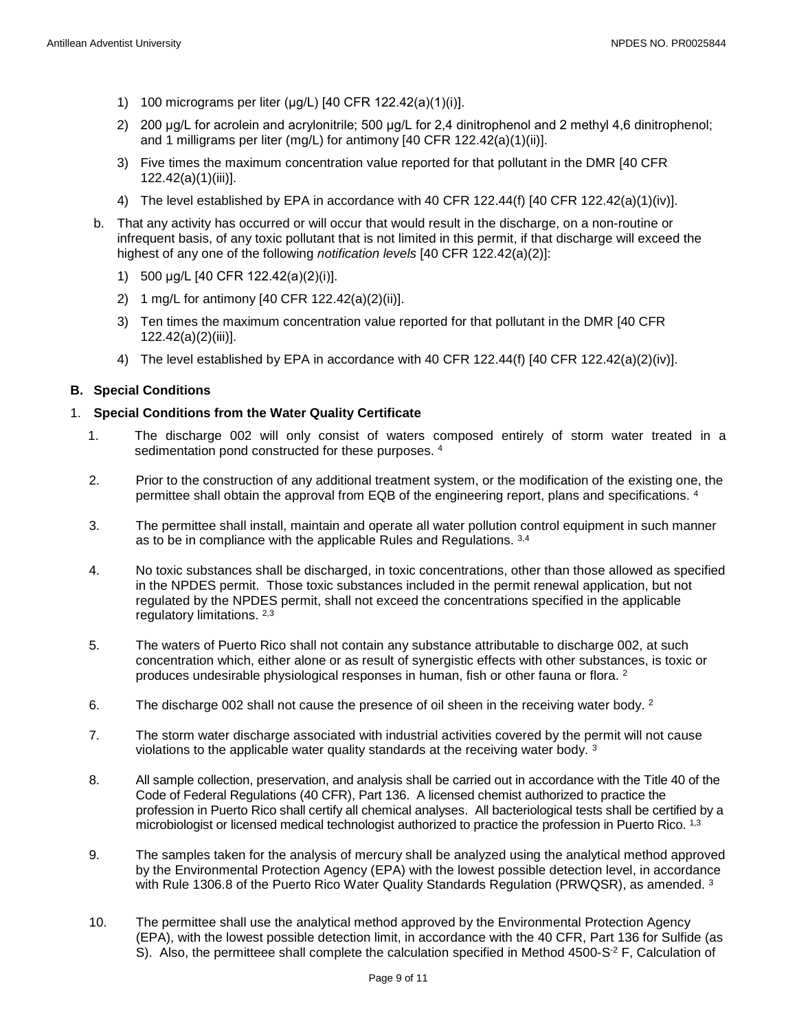1) 100 micrograms per liter (µg/L) [40 CFR 122.42(a)(1)(i)].

2) 200 µg/L for acrolein and acrylonitrile; 500 µg/L for 2,4 dinitrophenol and 2 methyl 4,6 dinitrophenol; and 1 milligrams per liter (mg/L) for antimony [40 CFR 122.42(a)(1)(ii)].

3) Five times the maximum concentration value reported for that pollutant in the DMR [40 CFR 122.42(a)(1)(iii)].

4) The level established by EPA in accordance with 40 CFR 122.44(f) [40 CFR 122.42(a)(1)(iv)].

b. That any activity has occurred or will occur that would result in the discharge, on a non-routine or infrequent basis, of any toxic pollutant that is not limited in this permit, if that discharge will exceed the highest of any one of the following *notification levels* [40 CFR 122.42(a)(2)]:

1) 500 µg/L [40 CFR 122.42(a)(2)(i)].

2) 1 mg/L for antimony [40 CFR 122.42(a)(2)(ii)].

3) Ten times the maximum concentration value reported for that pollutant in the DMR [40 CFR 122.42(a)(2)(iii)].

4) The level established by EPA in accordance with 40 CFR 122.44(f) [40 CFR 122.42(a)(2)(iv)].

## B. Special Conditions

### 1. Special Conditions from the Water Quality Certificate

1. The discharge 002 will only consist of waters composed entirely of storm water treated in a sedimentation pond constructed for these purposes. [4]

2. Prior to the construction of any additional treatment system, or the modification of the existing one, the permittee shall obtain the approval from EQB of the engineering report, plans and specifications. [4]

3. The permittee shall install, maintain and operate all water pollution control equipment in such manner as to be in compliance with the applicable Rules and Regulations. [3,4]

4. No toxic substances shall be discharged, in toxic concentrations, other than those allowed as specified in the NPDES permit. Those toxic substances included in the permit renewal application, but not regulated by the NPDES permit, shall not exceed the concentrations specified in the applicable regulatory limitations. [2,3]

5. The waters of Puerto Rico shall not contain any substance attributable to discharge 002, at such concentration which, either alone or as result of synergistic effects with other substances, is toxic or produces undesirable physiological responses in human, fish or other fauna or flora. [2]

6. The discharge 002 shall not cause the presence of oil sheen in the receiving water body. [2]

7. The storm water discharge associated with industrial activities covered by the permit will not cause violations to the applicable water quality standards at the receiving water body. [3]

8. All sample collection, preservation, and analysis shall be carried out in accordance with the Title 40 of the Code of Federal Regulations (40 CFR), Part 136. A licensed chemist authorized to practice the profession in Puerto Rico shall certify all chemical analyses. All bacteriological tests shall be certified by a microbiologist or licensed medical technologist authorized to practice the profession in Puerto Rico. [1,3]

9. The samples taken for the analysis of mercury shall be analyzed using the analytical method approved by the Environmental Protection Agency (EPA) with the lowest possible detection level, in accordance with Rule 1306.8 of the Puerto Rico Water Quality Standards Regulation (PRWQSR), as amended. [3]

10. The permittee shall use the analytical method approved by the Environmental Protection Agency (EPA), with the lowest possible detection limit, in accordance with the 40 CFR, Part 136 for Sulfide (as S). Also, the permitteee shall complete the calculation specified in Method 4500-$S^{-2}$ F, Calculation of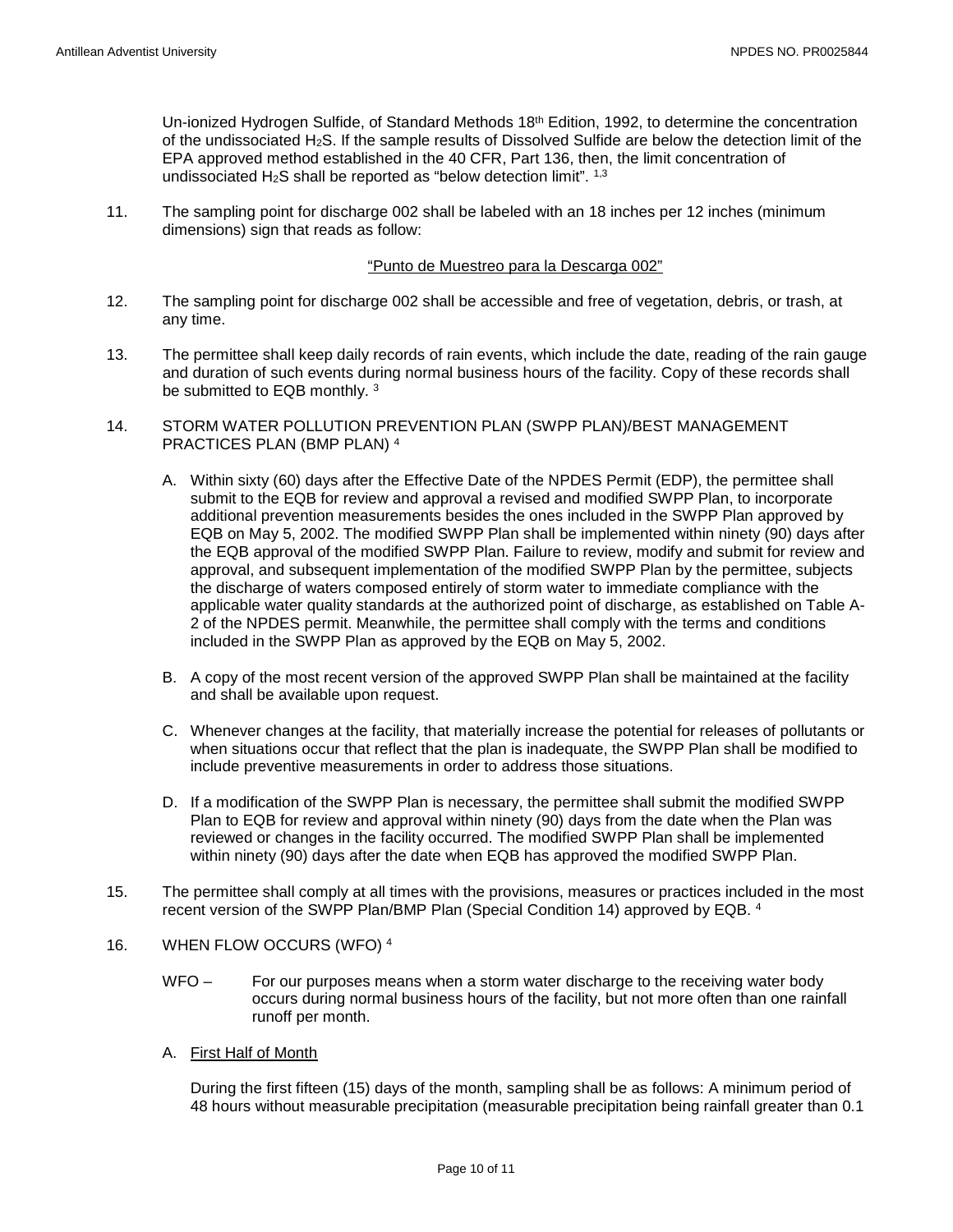Un-ionized Hydrogen Sulfide, of Standard Methods 18th Edition, 1992, to determine the concentration of the undissociated $H_2S$. If the sample results of Dissolved Sulfide are below the detection limit of the EPA approved method established in the 40 CFR, Part 136, then, the limit concentration of undissociated $H_2S$ shall be reported as "below detection limit". [1,3]

11. The sampling point for discharge 002 shall be labeled with an 18 inches per 12 inches (minimum dimensions) sign that reads as follow:

    <u>"Punto de Muestreo para la Descarga 002"</u>

12. The sampling point for discharge 002 shall be accessible and free of vegetation, debris, or trash, at any time.

13. The permittee shall keep daily records of rain events, which include the date, reading of the rain gauge and duration of such events during normal business hours of the facility. Copy of these records shall be submitted to EQB monthly. [3]

14. STORM WATER POLLUTION PREVENTION PLAN (SWPP PLAN)/BEST MANAGEMENT PRACTICES PLAN (BMP PLAN) [4]

    A. Within sixty (60) days after the Effective Date of the NPDES Permit (EDP), the permittee shall submit to the EQB for review and approval a revised and modified SWPP Plan, to incorporate additional prevention measurements besides the ones included in the SWPP Plan approved by EQB on May 5, 2002. The modified SWPP Plan shall be implemented within ninety (90) days after the EQB approval of the modified SWPP Plan. Failure to review, modify and submit for review and approval, and subsequent implementation of the modified SWPP Plan by the permittee, subjects the discharge of waters composed entirely of storm water to immediate compliance with the applicable water quality standards at the authorized point of discharge, as established on Table A-2 of the NPDES permit. Meanwhile, the permittee shall comply with the terms and conditions included in the SWPP Plan as approved by the EQB on May 5, 2002.

    B. A copy of the most recent version of the approved SWPP Plan shall be maintained at the facility and shall be available upon request.

    C. Whenever changes at the facility, that materially increase the potential for releases of pollutants or when situations occur that reflect that the plan is inadequate, the SWPP Plan shall be modified to include preventive measurements in order to address those situations.

    D. If a modification of the SWPP Plan is necessary, the permittee shall submit the modified SWPP Plan to EQB for review and approval within ninety (90) days from the date when the Plan was reviewed or changes in the facility occurred. The modified SWPP Plan shall be implemented within ninety (90) days after the date when EQB has approved the modified SWPP Plan.

15. The permittee shall comply at all times with the provisions, measures or practices included in the most recent version of the SWPP Plan/BMP Plan (Special Condition 14) approved by EQB. [4]

16. WHEN FLOW OCCURS (WFO) [4]

    WFO – For our purposes means when a storm water discharge to the receiving water body occurs during normal business hours of the facility, but not more often than one rainfall runoff per month.

    A. <u>First Half of Month</u>

       During the first fifteen (15) days of the month, sampling shall be as follows: A minimum period of 48 hours without measurable precipitation (measurable precipitation being rainfall greater than 0.1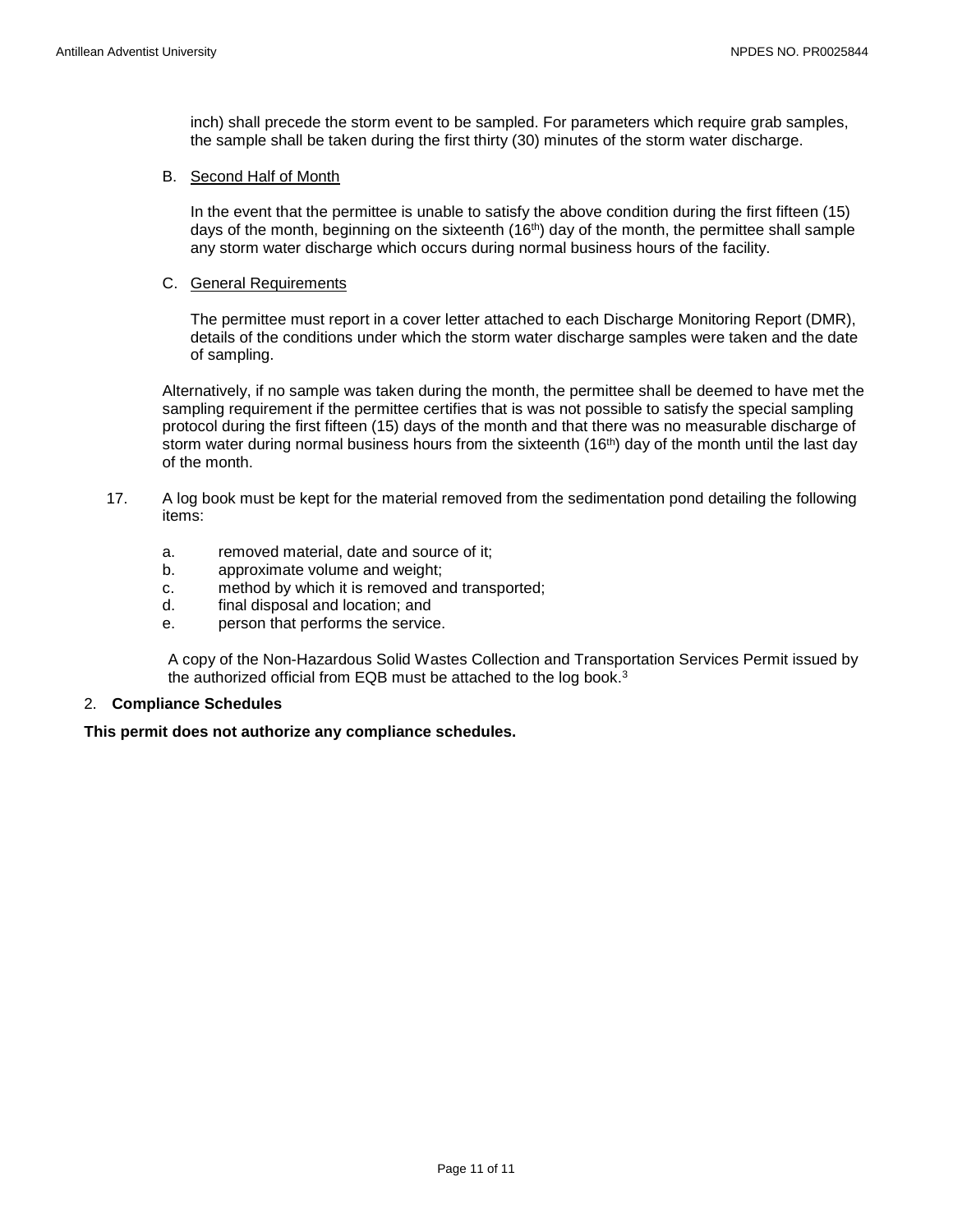inch) shall precede the storm event to be sampled. For parameters which require grab samples, the sample shall be taken during the first thirty (30) minutes of the storm water discharge.

B. Second Half of Month

In the event that the permittee is unable to satisfy the above condition during the first fifteen (15) days of the month, beginning on the sixteenth (16th) day of the month, the permittee shall sample any storm water discharge which occurs during normal business hours of the facility.

C. General Requirements

The permittee must report in a cover letter attached to each Discharge Monitoring Report (DMR), details of the conditions under which the storm water discharge samples were taken and the date of sampling.

Alternatively, if no sample was taken during the month, the permittee shall be deemed to have met the sampling requirement if the permittee certifies that is was not possible to satisfy the special sampling protocol during the first fifteen (15) days of the month and that there was no measurable discharge of storm water during normal business hours from the sixteenth (16th) day of the month until the last day of the month.

17. A log book must be kept for the material removed from the sedimentation pond detailing the following items:

    a. removed material, date and source of it;
    b. approximate volume and weight;
    c. method by which it is removed and transported;
    d. final disposal and location; and
    e. person that performs the service.

    A copy of the Non-Hazardous Solid Wastes Collection and Transportation Services Permit issued by the authorized official from EQB must be attached to the log book.[3]

2. **Compliance Schedules**

**This permit does not authorize any compliance schedules.**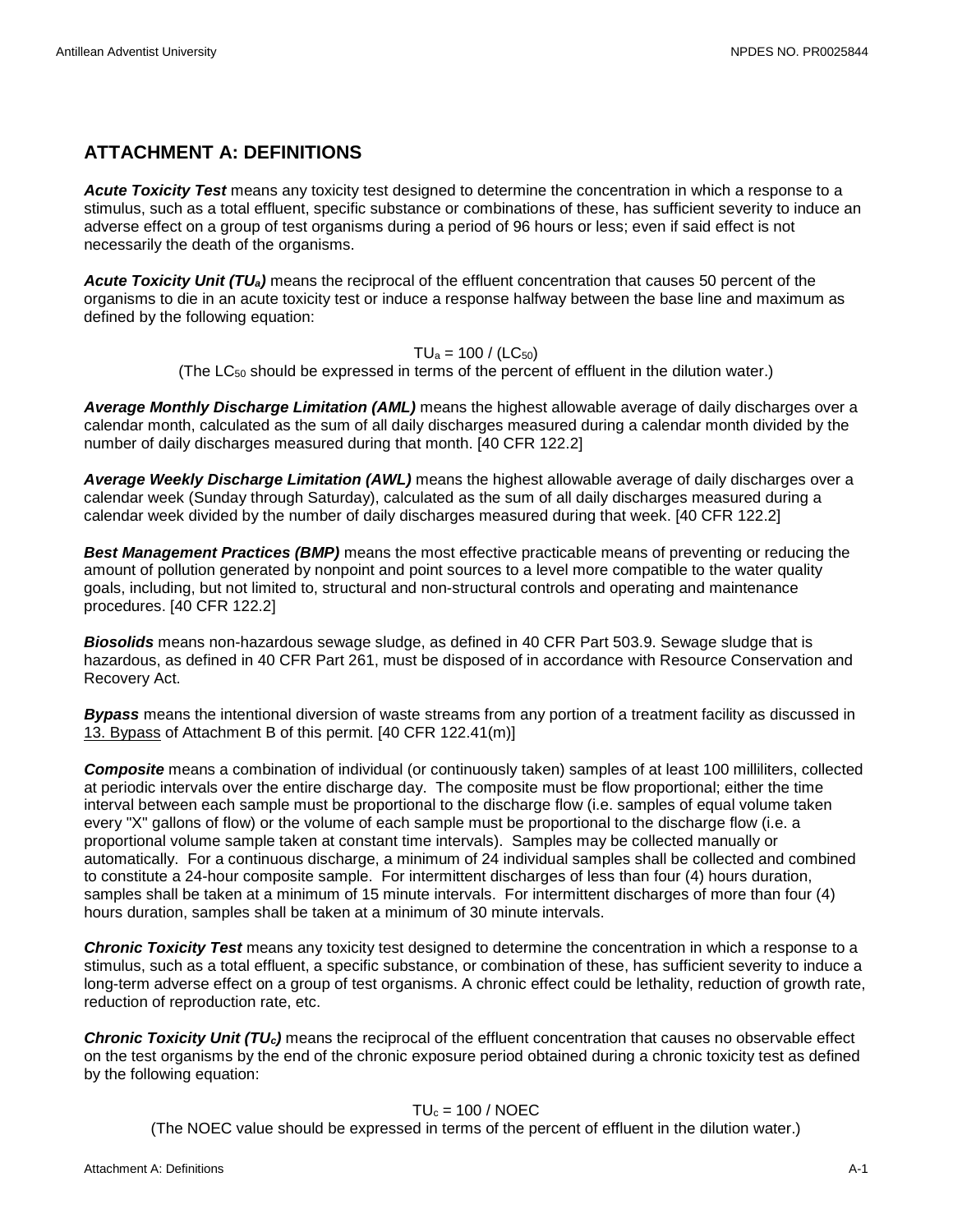## ATTACHMENT A: DEFINITIONS

***Acute Toxicity Test*** means any toxicity test designed to determine the concentration in which a response to a stimulus, such as a total effluent, specific substance or combinations of these, has sufficient severity to induce an adverse effect on a group of test organisms during a period of 96 hours or less; even if said effect is not necessarily the death of the organisms.

***Acute Toxicity Unit ($TU_a$)*** means the reciprocal of the effluent concentration that causes 50 percent of the organisms to die in an acute toxicity test or induce a response halfway between the base line and maximum as defined by the following equation:

$$TU_a = 100 / (LC_{50})$$

(The $LC_{50}$ should be expressed in terms of the percent of effluent in the dilution water.)

***Average Monthly Discharge Limitation (AML)*** means the highest allowable average of daily discharges over a calendar month, calculated as the sum of all daily discharges measured during a calendar month divided by the number of daily discharges measured during that month. [40 CFR 122.2]

***Average Weekly Discharge Limitation (AWL)*** means the highest allowable average of daily discharges over a calendar week (Sunday through Saturday), calculated as the sum of all daily discharges measured during a calendar week divided by the number of daily discharges measured during that week. [40 CFR 122.2]

***Best Management Practices (BMP)*** means the most effective practicable means of preventing or reducing the amount of pollution generated by nonpoint and point sources to a level more compatible to the water quality goals, including, but not limited to, structural and non-structural controls and operating and maintenance procedures. [40 CFR 122.2]

***Biosolids*** means non-hazardous sewage sludge, as defined in 40 CFR Part 503.9. Sewage sludge that is hazardous, as defined in 40 CFR Part 261, must be disposed of in accordance with Resource Conservation and Recovery Act.

***Bypass*** means the intentional diversion of waste streams from any portion of a treatment facility as discussed in 13. Bypass of Attachment B of this permit. [40 CFR 122.41(m)]

***Composite*** means a combination of individual (or continuously taken) samples of at least 100 milliliters, collected at periodic intervals over the entire discharge day. The composite must be flow proportional; either the time interval between each sample must be proportional to the discharge flow (i.e. samples of equal volume taken every "X" gallons of flow) or the volume of each sample must be proportional to the discharge flow (i.e. a proportional volume sample taken at constant time intervals). Samples may be collected manually or automatically. For a continuous discharge, a minimum of 24 individual samples shall be collected and combined to constitute a 24-hour composite sample. For intermittent discharges of less than four (4) hours duration, samples shall be taken at a minimum of 15 minute intervals. For intermittent discharges of more than four (4) hours duration, samples shall be taken at a minimum of 30 minute intervals.

***Chronic Toxicity Test*** means any toxicity test designed to determine the concentration in which a response to a stimulus, such as a total effluent, a specific substance, or combination of these, has sufficient severity to induce a long-term adverse effect on a group of test organisms. A chronic effect could be lethality, reduction of growth rate, reduction of reproduction rate, etc.

***Chronic Toxicity Unit ($TU_c$)*** means the reciprocal of the effluent concentration that causes no observable effect on the test organisms by the end of the chronic exposure period obtained during a chronic toxicity test as defined by the following equation:

$$TU_c = 100 / NOEC$$

(The NOEC value should be expressed in terms of the percent of effluent in the dilution water.)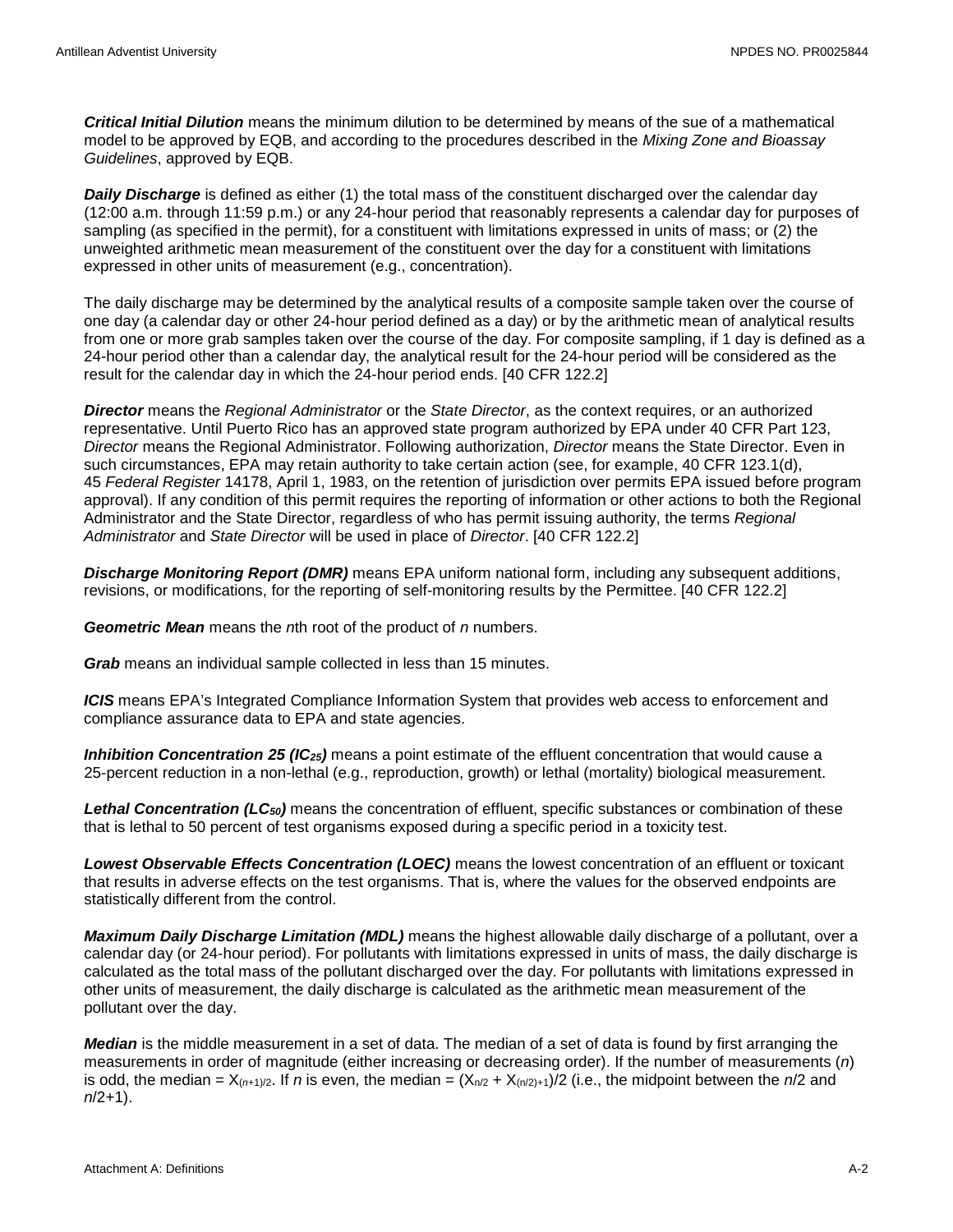***Critical Initial Dilution*** means the minimum dilution to be determined by means of the sue of a mathematical model to be approved by EQB, and according to the procedures described in the *Mixing Zone and Bioassay Guidelines*, approved by EQB.

***Daily Discharge*** is defined as either (1) the total mass of the constituent discharged over the calendar day (12:00 a.m. through 11:59 p.m.) or any 24-hour period that reasonably represents a calendar day for purposes of sampling (as specified in the permit), for a constituent with limitations expressed in units of mass; or (2) the unweighted arithmetic mean measurement of the constituent over the day for a constituent with limitations expressed in other units of measurement (e.g., concentration).

The daily discharge may be determined by the analytical results of a composite sample taken over the course of one day (a calendar day or other 24-hour period defined as a day) or by the arithmetic mean of analytical results from one or more grab samples taken over the course of the day. For composite sampling, if 1 day is defined as a 24-hour period other than a calendar day, the analytical result for the 24-hour period will be considered as the result for the calendar day in which the 24-hour period ends. [40 CFR 122.2]

***Director*** means the *Regional Administrator* or the *State Director*, as the context requires, or an authorized representative. Until Puerto Rico has an approved state program authorized by EPA under 40 CFR Part 123, *Director* means the Regional Administrator. Following authorization, *Director* means the State Director. Even in such circumstances, EPA may retain authority to take certain action (see, for example, 40 CFR 123.1(d), 45 *Federal Register* 14178, April 1, 1983, on the retention of jurisdiction over permits EPA issued before program approval). If any condition of this permit requires the reporting of information or other actions to both the Regional Administrator and the State Director, regardless of who has permit issuing authority, the terms *Regional Administrator* and *State Director* will be used in place of *Director*. [40 CFR 122.2]

***Discharge Monitoring Report (DMR)*** means EPA uniform national form, including any subsequent additions, revisions, or modifications, for the reporting of self-monitoring results by the Permittee. [40 CFR 122.2]

***Geometric Mean*** means the *n*th root of the product of *n* numbers.

***Grab*** means an individual sample collected in less than 15 minutes.

***ICIS*** means EPA's Integrated Compliance Information System that provides web access to enforcement and compliance assurance data to EPA and state agencies.

***Inhibition Concentration 25 ($IC_{25}$)*** means a point estimate of the effluent concentration that would cause a 25-percent reduction in a non-lethal (e.g., reproduction, growth) or lethal (mortality) biological measurement.

***Lethal Concentration ($LC_{50}$)*** means the concentration of effluent, specific substances or combination of these that is lethal to 50 percent of test organisms exposed during a specific period in a toxicity test.

***Lowest Observable Effects Concentration (LOEC)*** means the lowest concentration of an effluent or toxicant that results in adverse effects on the test organisms. That is, where the values for the observed endpoints are statistically different from the control.

***Maximum Daily Discharge Limitation (MDL)*** means the highest allowable daily discharge of a pollutant, over a calendar day (or 24-hour period). For pollutants with limitations expressed in units of mass, the daily discharge is calculated as the total mass of the pollutant discharged over the day. For pollutants with limitations expressed in other units of measurement, the daily discharge is calculated as the arithmetic mean measurement of the pollutant over the day.

***Median*** is the middle measurement in a set of data. The median of a set of data is found by first arranging the measurements in order of magnitude (either increasing or decreasing order). If the number of measurements (*n*) is odd, the median = $X_{(n+1)/2}$. If *n* is even, the median = $(X_{n/2} + X_{(n/2)+1})/2$ (i.e., the midpoint between the *n*/2 and *n*/2+1).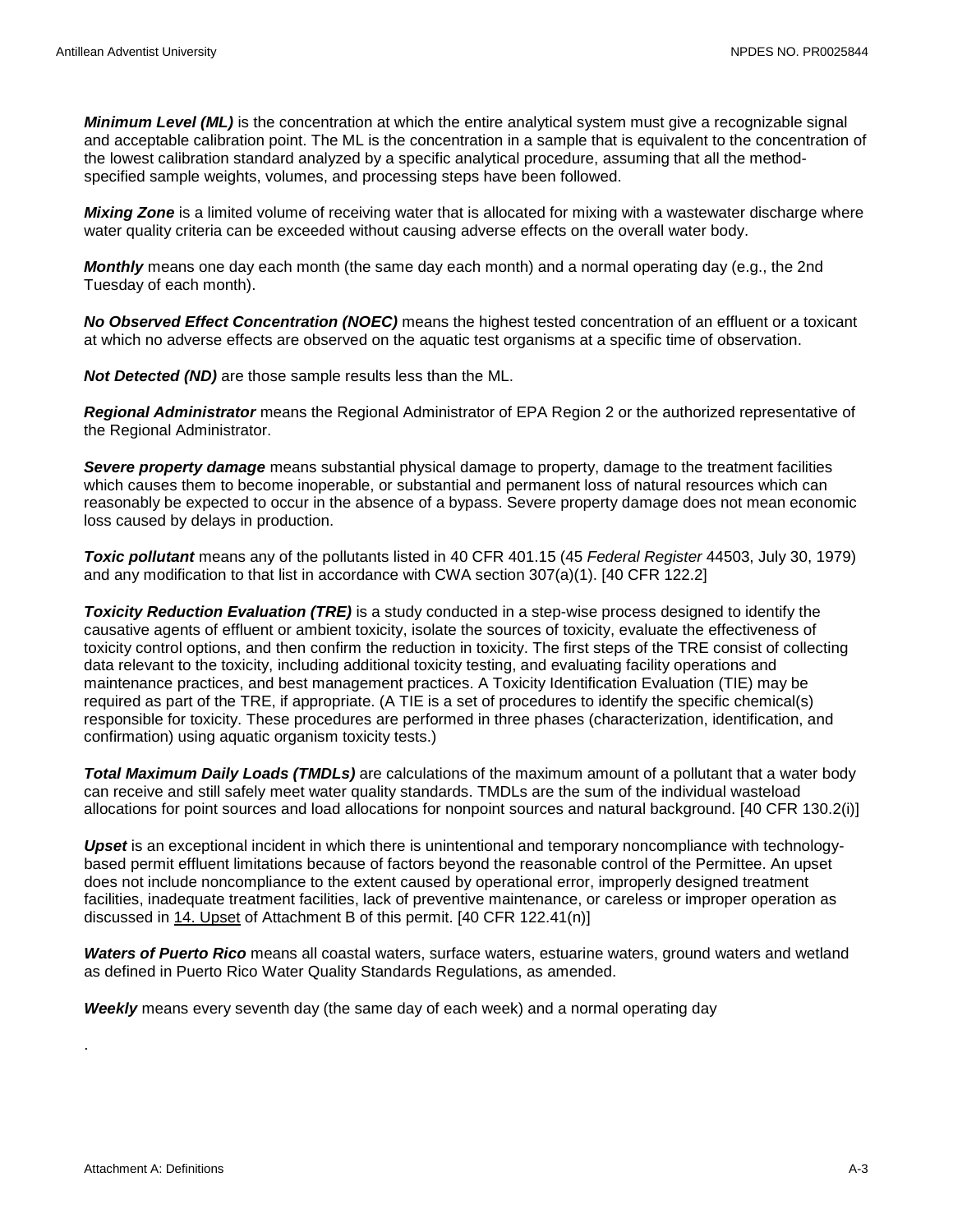***Minimum Level (ML)*** is the concentration at which the entire analytical system must give a recognizable signal and acceptable calibration point. The ML is the concentration in a sample that is equivalent to the concentration of the lowest calibration standard analyzed by a specific analytical procedure, assuming that all the method-specified sample weights, volumes, and processing steps have been followed.

***Mixing Zone*** is a limited volume of receiving water that is allocated for mixing with a wastewater discharge where water quality criteria can be exceeded without causing adverse effects on the overall water body.

***Monthly*** means one day each month (the same day each month) and a normal operating day (e.g., the 2nd Tuesday of each month).

***No Observed Effect Concentration (NOEC)*** means the highest tested concentration of an effluent or a toxicant at which no adverse effects are observed on the aquatic test organisms at a specific time of observation.

***Not Detected (ND)*** are those sample results less than the ML.

***Regional Administrator*** means the Regional Administrator of EPA Region 2 or the authorized representative of the Regional Administrator.

***Severe property damage*** means substantial physical damage to property, damage to the treatment facilities which causes them to become inoperable, or substantial and permanent loss of natural resources which can reasonably be expected to occur in the absence of a bypass. Severe property damage does not mean economic loss caused by delays in production.

***Toxic pollutant*** means any of the pollutants listed in 40 CFR 401.15 (45 *Federal Register* 44503, July 30, 1979) and any modification to that list in accordance with CWA section 307(a)(1). [40 CFR 122.2]

***Toxicity Reduction Evaluation (TRE)*** is a study conducted in a step-wise process designed to identify the causative agents of effluent or ambient toxicity, isolate the sources of toxicity, evaluate the effectiveness of toxicity control options, and then confirm the reduction in toxicity. The first steps of the TRE consist of collecting data relevant to the toxicity, including additional toxicity testing, and evaluating facility operations and maintenance practices, and best management practices. A Toxicity Identification Evaluation (TIE) may be required as part of the TRE, if appropriate. (A TIE is a set of procedures to identify the specific chemical(s) responsible for toxicity. These procedures are performed in three phases (characterization, identification, and confirmation) using aquatic organism toxicity tests.)

***Total Maximum Daily Loads (TMDLs)*** are calculations of the maximum amount of a pollutant that a water body can receive and still safely meet water quality standards. TMDLs are the sum of the individual wasteload allocations for point sources and load allocations for nonpoint sources and natural background. [40 CFR 130.2(i)]

***Upset*** is an exceptional incident in which there is unintentional and temporary noncompliance with technology-based permit effluent limitations because of factors beyond the reasonable control of the Permittee. An upset does not include noncompliance to the extent caused by operational error, improperly designed treatment facilities, inadequate treatment facilities, lack of preventive maintenance, or careless or improper operation as discussed in 14. Upset of Attachment B of this permit. [40 CFR 122.41(n)]

***Waters of Puerto Rico*** means all coastal waters, surface waters, estuarine waters, ground waters and wetland as defined in Puerto Rico Water Quality Standards Regulations, as amended.

***Weekly*** means every seventh day (the same day of each week) and a normal operating day

.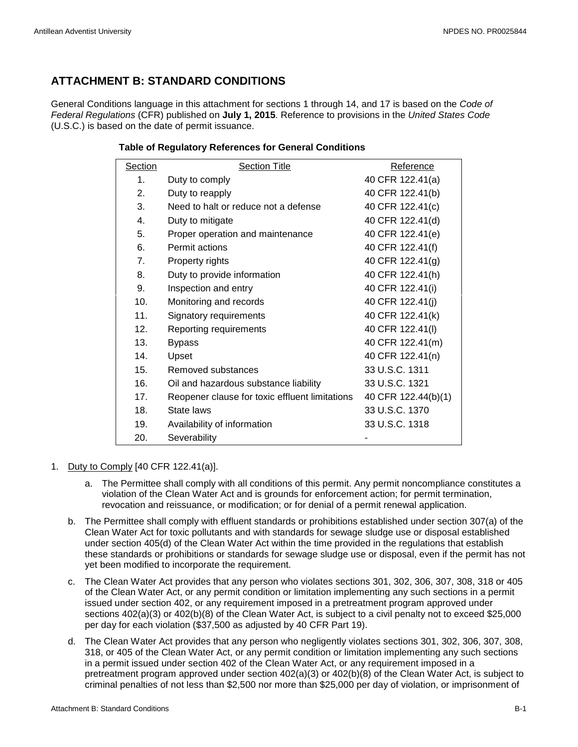## ATTACHMENT B: STANDARD CONDITIONS

General Conditions language in this attachment for sections 1 through 14, and 17 is based on the *Code of Federal Regulations* (CFR) published on **July 1, 2015**. Reference to provisions in the *United States Code* (U.S.C.) is based on the date of permit issuance.

**Table of Regulatory References for General Conditions**

| Section | Section Title | Reference |
|---|---|---|
| 1. | Duty to comply | 40 CFR 122.41(a) |
| 2. | Duty to reapply | 40 CFR 122.41(b) |
| 3. | Need to halt or reduce not a defense | 40 CFR 122.41(c) |
| 4. | Duty to mitigate | 40 CFR 122.41(d) |
| 5. | Proper operation and maintenance | 40 CFR 122.41(e) |
| 6. | Permit actions | 40 CFR 122.41(f) |
| 7. | Property rights | 40 CFR 122.41(g) |
| 8. | Duty to provide information | 40 CFR 122.41(h) |
| 9. | Inspection and entry | 40 CFR 122.41(i) |
| 10. | Monitoring and records | 40 CFR 122.41(j) |
| 11. | Signatory requirements | 40 CFR 122.41(k) |
| 12. | Reporting requirements | 40 CFR 122.41(l) |
| 13. | Bypass | 40 CFR 122.41(m) |
| 14. | Upset | 40 CFR 122.41(n) |
| 15. | Removed substances | 33 U.S.C. 1311 |
| 16. | Oil and hazardous substance liability | 33 U.S.C. 1321 |
| 17. | Reopener clause for toxic effluent limitations | 40 CFR 122.44(b)(1) |
| 18. | State laws | 33 U.S.C. 1370 |
| 19. | Availability of information | 33 U.S.C. 1318 |
| 20. | Severability | - |

1. Duty to Comply [40 CFR 122.41(a)].

   a. The Permittee shall comply with all conditions of this permit. Any permit noncompliance constitutes a violation of the Clean Water Act and is grounds for enforcement action; for permit termination, revocation and reissuance, or modification; or for denial of a permit renewal application.

   b. The Permittee shall comply with effluent standards or prohibitions established under section 307(a) of the Clean Water Act for toxic pollutants and with standards for sewage sludge use or disposal established under section 405(d) of the Clean Water Act within the time provided in the regulations that establish these standards or prohibitions or standards for sewage sludge use or disposal, even if the permit has not yet been modified to incorporate the requirement.

   c. The Clean Water Act provides that any person who violates sections 301, 302, 306, 307, 308, 318 or 405 of the Clean Water Act, or any permit condition or limitation implementing any such sections in a permit issued under section 402, or any requirement imposed in a pretreatment program approved under sections 402(a)(3) or 402(b)(8) of the Clean Water Act, is subject to a civil penalty not to exceed $25,000 per day for each violation ($37,500 as adjusted by 40 CFR Part 19).

   d. The Clean Water Act provides that any person who negligently violates sections 301, 302, 306, 307, 308, 318, or 405 of the Clean Water Act, or any permit condition or limitation implementing any such sections in a permit issued under section 402 of the Clean Water Act, or any requirement imposed in a pretreatment program approved under section 402(a)(3) or 402(b)(8) of the Clean Water Act, is subject to criminal penalties of not less than $2,500 nor more than $25,000 per day of violation, or imprisonment of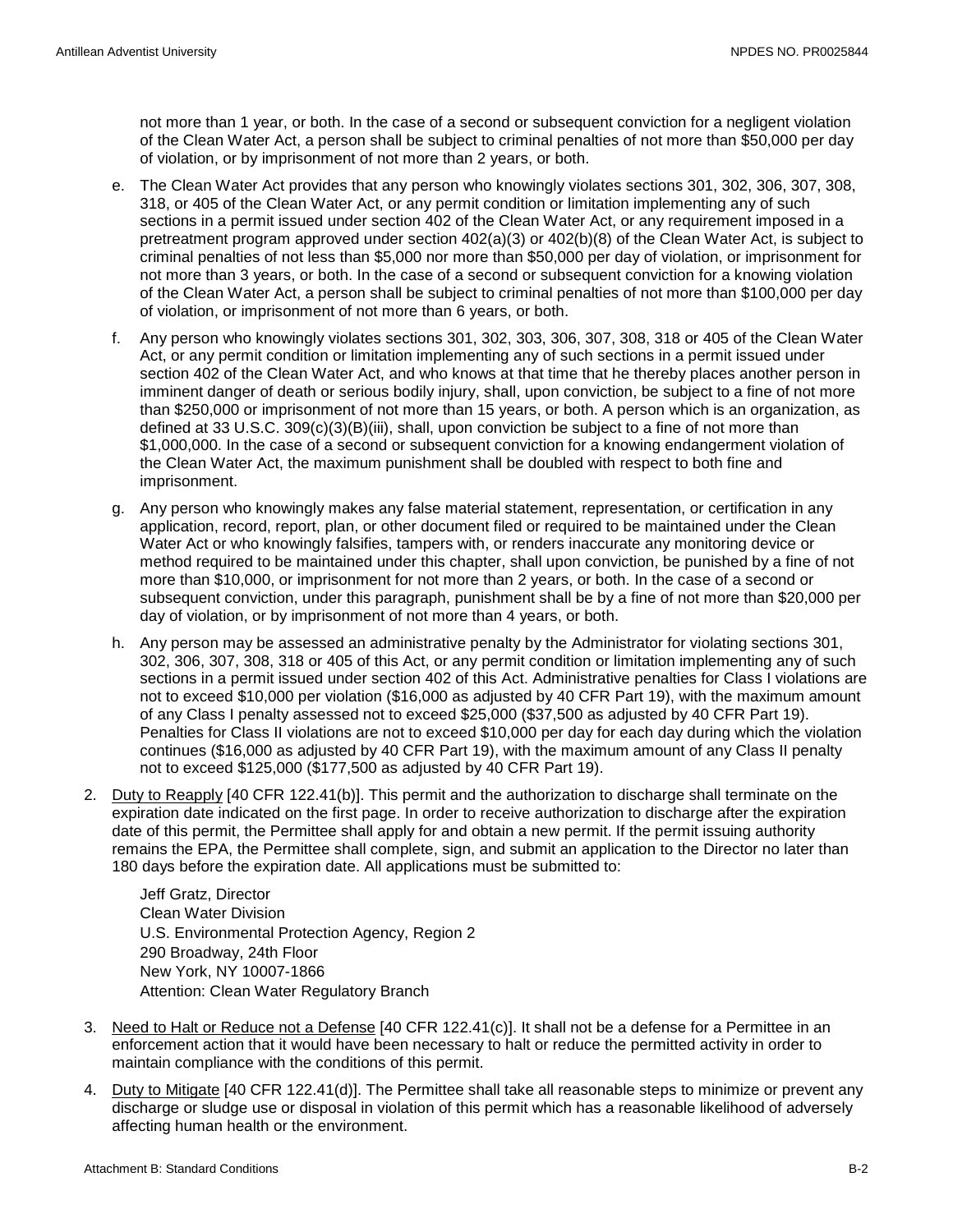not more than 1 year, or both. In the case of a second or subsequent conviction for a negligent violation of the Clean Water Act, a person shall be subject to criminal penalties of not more than $50,000 per day of violation, or by imprisonment of not more than 2 years, or both.

e. The Clean Water Act provides that any person who knowingly violates sections 301, 302, 306, 307, 308, 318, or 405 of the Clean Water Act, or any permit condition or limitation implementing any of such sections in a permit issued under section 402 of the Clean Water Act, or any requirement imposed in a pretreatment program approved under section 402(a)(3) or 402(b)(8) of the Clean Water Act, is subject to criminal penalties of not less than $5,000 nor more than $50,000 per day of violation, or imprisonment for not more than 3 years, or both. In the case of a second or subsequent conviction for a knowing violation of the Clean Water Act, a person shall be subject to criminal penalties of not more than $100,000 per day of violation, or imprisonment of not more than 6 years, or both.

f. Any person who knowingly violates sections 301, 302, 303, 306, 307, 308, 318 or 405 of the Clean Water Act, or any permit condition or limitation implementing any of such sections in a permit issued under section 402 of the Clean Water Act, and who knows at that time that he thereby places another person in imminent danger of death or serious bodily injury, shall, upon conviction, be subject to a fine of not more than $250,000 or imprisonment of not more than 15 years, or both. A person which is an organization, as defined at 33 U.S.C. 309(c)(3)(B)(iii), shall, upon conviction be subject to a fine of not more than $1,000,000. In the case of a second or subsequent conviction for a knowing endangerment violation of the Clean Water Act, the maximum punishment shall be doubled with respect to both fine and imprisonment.

g. Any person who knowingly makes any false material statement, representation, or certification in any application, record, report, plan, or other document filed or required to be maintained under the Clean Water Act or who knowingly falsifies, tampers with, or renders inaccurate any monitoring device or method required to be maintained under this chapter, shall upon conviction, be punished by a fine of not more than $10,000, or imprisonment for not more than 2 years, or both. In the case of a second or subsequent conviction, under this paragraph, punishment shall be by a fine of not more than $20,000 per day of violation, or by imprisonment of not more than 4 years, or both.

h. Any person may be assessed an administrative penalty by the Administrator for violating sections 301, 302, 306, 307, 308, 318 or 405 of this Act, or any permit condition or limitation implementing any of such sections in a permit issued under section 402 of this Act. Administrative penalties for Class I violations are not to exceed $10,000 per violation ($16,000 as adjusted by 40 CFR Part 19), with the maximum amount of any Class I penalty assessed not to exceed $25,000 ($37,500 as adjusted by 40 CFR Part 19). Penalties for Class II violations are not to exceed $10,000 per day for each day during which the violation continues ($16,000 as adjusted by 40 CFR Part 19), with the maximum amount of any Class II penalty not to exceed $125,000 ($177,500 as adjusted by 40 CFR Part 19).

2. Duty to Reapply [40 CFR 122.41(b)]. This permit and the authorization to discharge shall terminate on the expiration date indicated on the first page. In order to receive authorization to discharge after the expiration date of this permit, the Permittee shall apply for and obtain a new permit. If the permit issuing authority remains the EPA, the Permittee shall complete, sign, and submit an application to the Director no later than 180 days before the expiration date. All applications must be submitted to:

   Jeff Gratz, Director
   Clean Water Division
   U.S. Environmental Protection Agency, Region 2
   290 Broadway, 24th Floor
   New York, NY 10007-1866
   Attention: Clean Water Regulatory Branch

3. Need to Halt or Reduce not a Defense [40 CFR 122.41(c)]. It shall not be a defense for a Permittee in an enforcement action that it would have been necessary to halt or reduce the permitted activity in order to maintain compliance with the conditions of this permit.

4. Duty to Mitigate [40 CFR 122.41(d)]. The Permittee shall take all reasonable steps to minimize or prevent any discharge or sludge use or disposal in violation of this permit which has a reasonable likelihood of adversely affecting human health or the environment.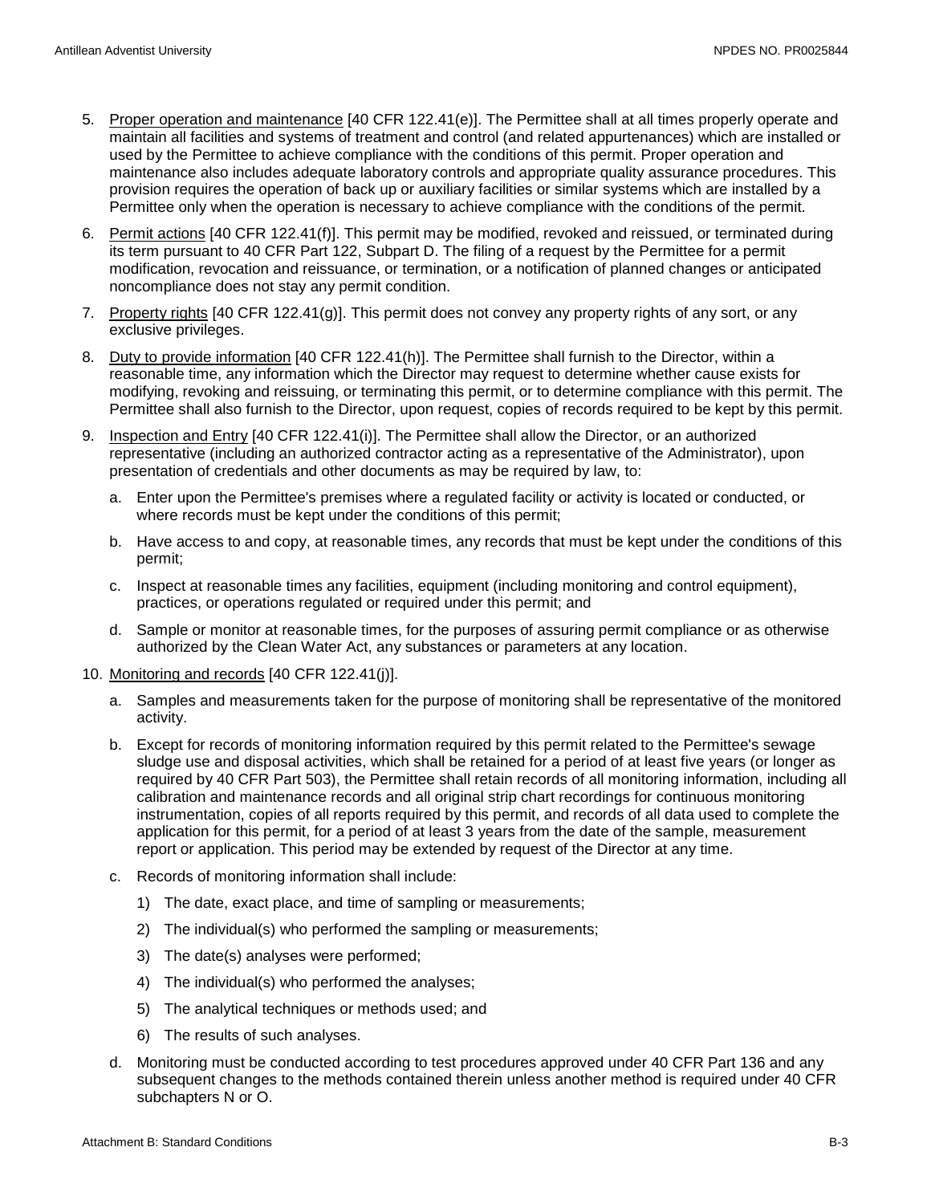5. Proper operation and maintenance [40 CFR 122.41(e)]. The Permittee shall at all times properly operate and maintain all facilities and systems of treatment and control (and related appurtenances) which are installed or used by the Permittee to achieve compliance with the conditions of this permit. Proper operation and maintenance also includes adequate laboratory controls and appropriate quality assurance procedures. This provision requires the operation of back up or auxiliary facilities or similar systems which are installed by a Permittee only when the operation is necessary to achieve compliance with the conditions of the permit.

6. Permit actions [40 CFR 122.41(f)]. This permit may be modified, revoked and reissued, or terminated during its term pursuant to 40 CFR Part 122, Subpart D. The filing of a request by the Permittee for a permit modification, revocation and reissuance, or termination, or a notification of planned changes or anticipated noncompliance does not stay any permit condition.

7. Property rights [40 CFR 122.41(g)]. This permit does not convey any property rights of any sort, or any exclusive privileges.

8. Duty to provide information [40 CFR 122.41(h)]. The Permittee shall furnish to the Director, within a reasonable time, any information which the Director may request to determine whether cause exists for modifying, revoking and reissuing, or terminating this permit, or to determine compliance with this permit. The Permittee shall also furnish to the Director, upon request, copies of records required to be kept by this permit.

9. Inspection and Entry [40 CFR 122.41(i)]. The Permittee shall allow the Director, or an authorized representative (including an authorized contractor acting as a representative of the Administrator), upon presentation of credentials and other documents as may be required by law, to:

   a. Enter upon the Permittee's premises where a regulated facility or activity is located or conducted, or where records must be kept under the conditions of this permit;

   b. Have access to and copy, at reasonable times, any records that must be kept under the conditions of this permit;

   c. Inspect at reasonable times any facilities, equipment (including monitoring and control equipment), practices, or operations regulated or required under this permit; and

   d. Sample or monitor at reasonable times, for the purposes of assuring permit compliance or as otherwise authorized by the Clean Water Act, any substances or parameters at any location.

10. Monitoring and records [40 CFR 122.41(j)].

    a. Samples and measurements taken for the purpose of monitoring shall be representative of the monitored activity.

    b. Except for records of monitoring information required by this permit related to the Permittee's sewage sludge use and disposal activities, which shall be retained for a period of at least five years (or longer as required by 40 CFR Part 503), the Permittee shall retain records of all monitoring information, including all calibration and maintenance records and all original strip chart recordings for continuous monitoring instrumentation, copies of all reports required by this permit, and records of all data used to complete the application for this permit, for a period of at least 3 years from the date of the sample, measurement report or application. This period may be extended by request of the Director at any time.

    c. Records of monitoring information shall include:

       1) The date, exact place, and time of sampling or measurements;

       2) The individual(s) who performed the sampling or measurements;

       3) The date(s) analyses were performed;

       4) The individual(s) who performed the analyses;

       5) The analytical techniques or methods used; and

       6) The results of such analyses.

    d. Monitoring must be conducted according to test procedures approved under 40 CFR Part 136 and any subsequent changes to the methods contained therein unless another method is required under 40 CFR subchapters N or O.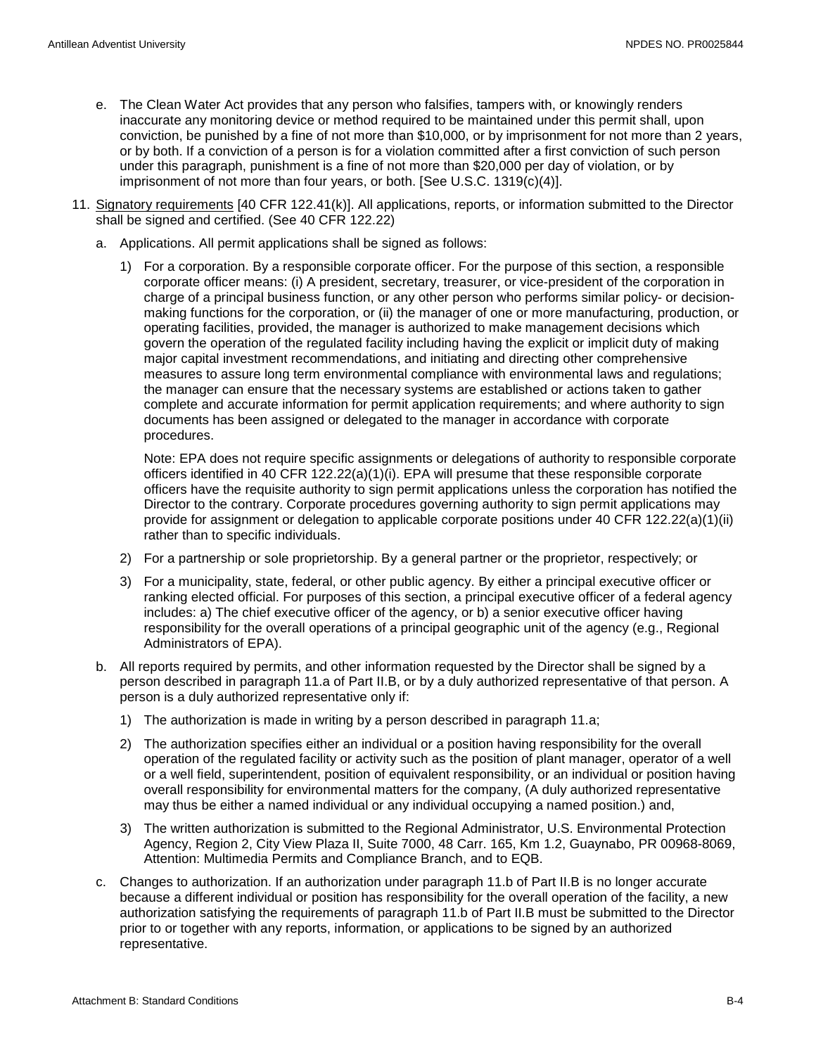e. The Clean Water Act provides that any person who falsifies, tampers with, or knowingly renders inaccurate any monitoring device or method required to be maintained under this permit shall, upon conviction, be punished by a fine of not more than $10,000, or by imprisonment for not more than 2 years, or by both. If a conviction of a person is for a violation committed after a first conviction of such person under this paragraph, punishment is a fine of not more than $20,000 per day of violation, or by imprisonment of not more than four years, or both. [See U.S.C. 1319(c)(4)].

11. Signatory requirements [40 CFR 122.41(k)]. All applications, reports, or information submitted to the Director shall be signed and certified. (See 40 CFR 122.22)

   a. Applications. All permit applications shall be signed as follows:

      1) For a corporation. By a responsible corporate officer. For the purpose of this section, a responsible corporate officer means: (i) A president, secretary, treasurer, or vice-president of the corporation in charge of a principal business function, or any other person who performs similar policy- or decision-making functions for the corporation, or (ii) the manager of one or more manufacturing, production, or operating facilities, provided, the manager is authorized to make management decisions which govern the operation of the regulated facility including having the explicit or implicit duty of making major capital investment recommendations, and initiating and directing other comprehensive measures to assure long term environmental compliance with environmental laws and regulations; the manager can ensure that the necessary systems are established or actions taken to gather complete and accurate information for permit application requirements; and where authority to sign documents has been assigned or delegated to the manager in accordance with corporate procedures.

         Note: EPA does not require specific assignments or delegations of authority to responsible corporate officers identified in 40 CFR 122.22(a)(1)(i). EPA will presume that these responsible corporate officers have the requisite authority to sign permit applications unless the corporation has notified the Director to the contrary. Corporate procedures governing authority to sign permit applications may provide for assignment or delegation to applicable corporate positions under 40 CFR 122.22(a)(1)(ii) rather than to specific individuals.

      2) For a partnership or sole proprietorship. By a general partner or the proprietor, respectively; or

      3) For a municipality, state, federal, or other public agency. By either a principal executive officer or ranking elected official. For purposes of this section, a principal executive officer of a federal agency includes: a) The chief executive officer of the agency, or b) a senior executive officer having responsibility for the overall operations of a principal geographic unit of the agency (e.g., Regional Administrators of EPA).

   b. All reports required by permits, and other information requested by the Director shall be signed by a person described in paragraph 11.a of Part II.B, or by a duly authorized representative of that person. A person is a duly authorized representative only if:

      1) The authorization is made in writing by a person described in paragraph 11.a;

      2) The authorization specifies either an individual or a position having responsibility for the overall operation of the regulated facility or activity such as the position of plant manager, operator of a well or a well field, superintendent, position of equivalent responsibility, or an individual or position having overall responsibility for environmental matters for the company, (A duly authorized representative may thus be either a named individual or any individual occupying a named position.) and,

      3) The written authorization is submitted to the Regional Administrator, U.S. Environmental Protection Agency, Region 2, City View Plaza II, Suite 7000, 48 Carr. 165, Km 1.2, Guaynabo, PR 00968-8069, Attention: Multimedia Permits and Compliance Branch, and to EQB.

   c. Changes to authorization. If an authorization under paragraph 11.b of Part II.B is no longer accurate because a different individual or position has responsibility for the overall operation of the facility, a new authorization satisfying the requirements of paragraph 11.b of Part II.B must be submitted to the Director prior to or together with any reports, information, or applications to be signed by an authorized representative.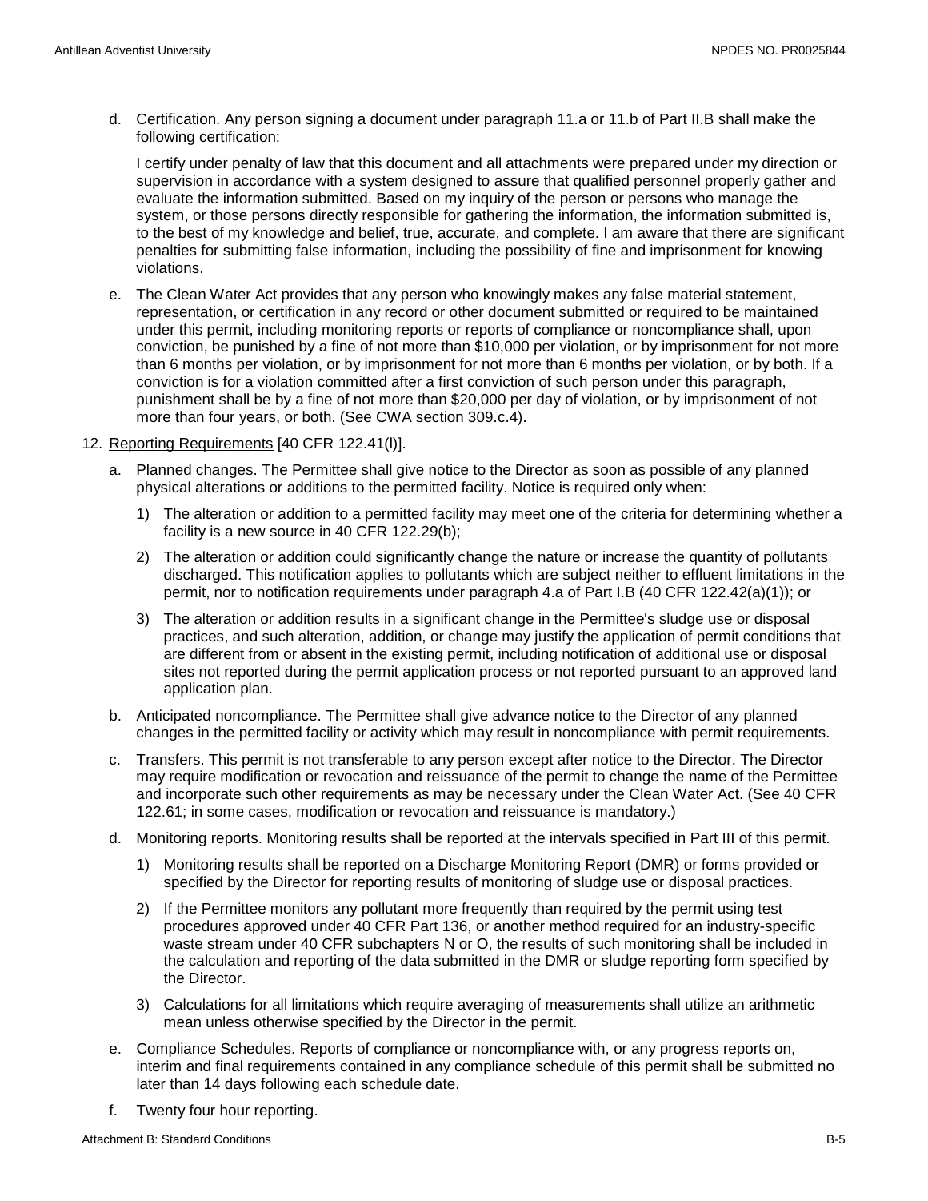d. Certification. Any person signing a document under paragraph 11.a or 11.b of Part II.B shall make the following certification:

   I certify under penalty of law that this document and all attachments were prepared under my direction or supervision in accordance with a system designed to assure that qualified personnel properly gather and evaluate the information submitted. Based on my inquiry of the person or persons who manage the system, or those persons directly responsible for gathering the information, the information submitted is, to the best of my knowledge and belief, true, accurate, and complete. I am aware that there are significant penalties for submitting false information, including the possibility of fine and imprisonment for knowing violations.

e. The Clean Water Act provides that any person who knowingly makes any false material statement, representation, or certification in any record or other document submitted or required to be maintained under this permit, including monitoring reports or reports of compliance or noncompliance shall, upon conviction, be punished by a fine of not more than $10,000 per violation, or by imprisonment for not more than 6 months per violation, or by imprisonment for not more than 6 months per violation, or by both. If a conviction is for a violation committed after a first conviction of such person under this paragraph, punishment shall be by a fine of not more than $20,000 per day of violation, or by imprisonment of not more than four years, or both. (See CWA section 309.c.4).

12. Reporting Requirements [40 CFR 122.41(l)].

   a. Planned changes. The Permittee shall give notice to the Director as soon as possible of any planned physical alterations or additions to the permitted facility. Notice is required only when:

      1) The alteration or addition to a permitted facility may meet one of the criteria for determining whether a facility is a new source in 40 CFR 122.29(b);

      2) The alteration or addition could significantly change the nature or increase the quantity of pollutants discharged. This notification applies to pollutants which are subject neither to effluent limitations in the permit, nor to notification requirements under paragraph 4.a of Part I.B (40 CFR 122.42(a)(1)); or

      3) The alteration or addition results in a significant change in the Permittee's sludge use or disposal practices, and such alteration, addition, or change may justify the application of permit conditions that are different from or absent in the existing permit, including notification of additional use or disposal sites not reported during the permit application process or not reported pursuant to an approved land application plan.

   b. Anticipated noncompliance. The Permittee shall give advance notice to the Director of any planned changes in the permitted facility or activity which may result in noncompliance with permit requirements.

   c. Transfers. This permit is not transferable to any person except after notice to the Director. The Director may require modification or revocation and reissuance of the permit to change the name of the Permittee and incorporate such other requirements as may be necessary under the Clean Water Act. (See 40 CFR 122.61; in some cases, modification or revocation and reissuance is mandatory.)

   d. Monitoring reports. Monitoring results shall be reported at the intervals specified in Part III of this permit.

      1) Monitoring results shall be reported on a Discharge Monitoring Report (DMR) or forms provided or specified by the Director for reporting results of monitoring of sludge use or disposal practices.

      2) If the Permittee monitors any pollutant more frequently than required by the permit using test procedures approved under 40 CFR Part 136, or another method required for an industry-specific waste stream under 40 CFR subchapters N or O, the results of such monitoring shall be included in the calculation and reporting of the data submitted in the DMR or sludge reporting form specified by the Director.

      3) Calculations for all limitations which require averaging of measurements shall utilize an arithmetic mean unless otherwise specified by the Director in the permit.

   e. Compliance Schedules. Reports of compliance or noncompliance with, or any progress reports on, interim and final requirements contained in any compliance schedule of this permit shall be submitted no later than 14 days following each schedule date.

   f. Twenty four hour reporting.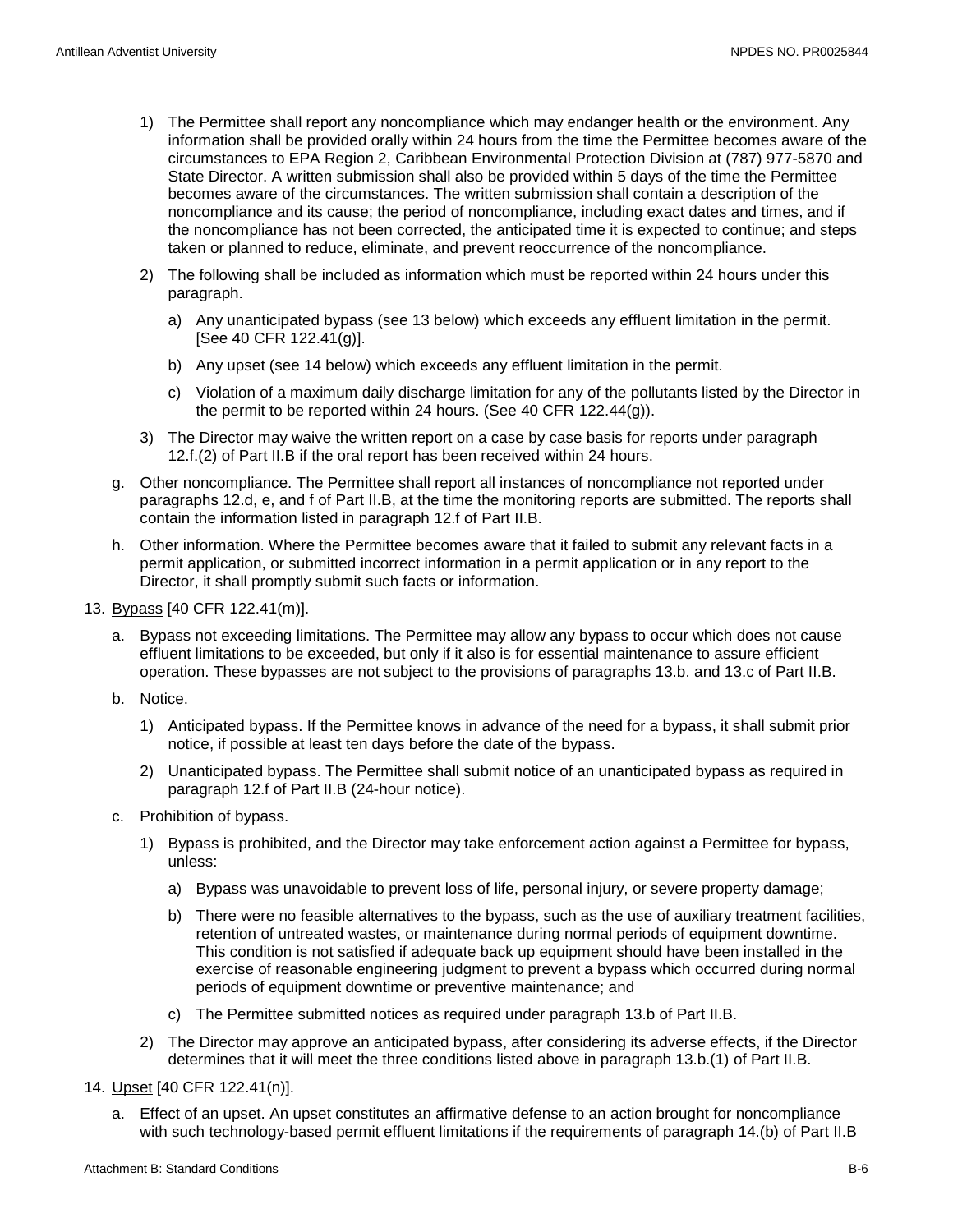1) The Permittee shall report any noncompliance which may endanger health or the environment. Any information shall be provided orally within 24 hours from the time the Permittee becomes aware of the circumstances to EPA Region 2, Caribbean Environmental Protection Division at (787) 977-5870 and State Director. A written submission shall also be provided within 5 days of the time the Permittee becomes aware of the circumstances. The written submission shall contain a description of the noncompliance and its cause; the period of noncompliance, including exact dates and times, and if the noncompliance has not been corrected, the anticipated time it is expected to continue; and steps taken or planned to reduce, eliminate, and prevent reoccurrence of the noncompliance.

2) The following shall be included as information which must be reported within 24 hours under this paragraph.

   a) Any unanticipated bypass (see 13 below) which exceeds any effluent limitation in the permit. [See 40 CFR 122.41(g)].

   b) Any upset (see 14 below) which exceeds any effluent limitation in the permit.

   c) Violation of a maximum daily discharge limitation for any of the pollutants listed by the Director in the permit to be reported within 24 hours. (See 40 CFR 122.44(g)).

3) The Director may waive the written report on a case by case basis for reports under paragraph 12.f.(2) of Part II.B if the oral report has been received within 24 hours.

g. Other noncompliance. The Permittee shall report all instances of noncompliance not reported under paragraphs 12.d, e, and f of Part II.B, at the time the monitoring reports are submitted. The reports shall contain the information listed in paragraph 12.f of Part II.B.

h. Other information. Where the Permittee becomes aware that it failed to submit any relevant facts in a permit application, or submitted incorrect information in a permit application or in any report to the Director, it shall promptly submit such facts or information.

13. <u>Bypass</u> [40 CFR 122.41(m)].

a. Bypass not exceeding limitations. The Permittee may allow any bypass to occur which does not cause effluent limitations to be exceeded, but only if it also is for essential maintenance to assure efficient operation. These bypasses are not subject to the provisions of paragraphs 13.b. and 13.c of Part II.B.

b. Notice.

   1) Anticipated bypass. If the Permittee knows in advance of the need for a bypass, it shall submit prior notice, if possible at least ten days before the date of the bypass.

   2) Unanticipated bypass. The Permittee shall submit notice of an unanticipated bypass as required in paragraph 12.f of Part II.B (24-hour notice).

c. Prohibition of bypass.

   1) Bypass is prohibited, and the Director may take enforcement action against a Permittee for bypass, unless:

      a) Bypass was unavoidable to prevent loss of life, personal injury, or severe property damage;

      b) There were no feasible alternatives to the bypass, such as the use of auxiliary treatment facilities, retention of untreated wastes, or maintenance during normal periods of equipment downtime. This condition is not satisfied if adequate back up equipment should have been installed in the exercise of reasonable engineering judgment to prevent a bypass which occurred during normal periods of equipment downtime or preventive maintenance; and

      c) The Permittee submitted notices as required under paragraph 13.b of Part II.B.

   2) The Director may approve an anticipated bypass, after considering its adverse effects, if the Director determines that it will meet the three conditions listed above in paragraph 13.b.(1) of Part II.B.

14. <u>Upset</u> [40 CFR 122.41(n)].

a. Effect of an upset. An upset constitutes an affirmative defense to an action brought for noncompliance with such technology-based permit effluent limitations if the requirements of paragraph 14.(b) of Part II.B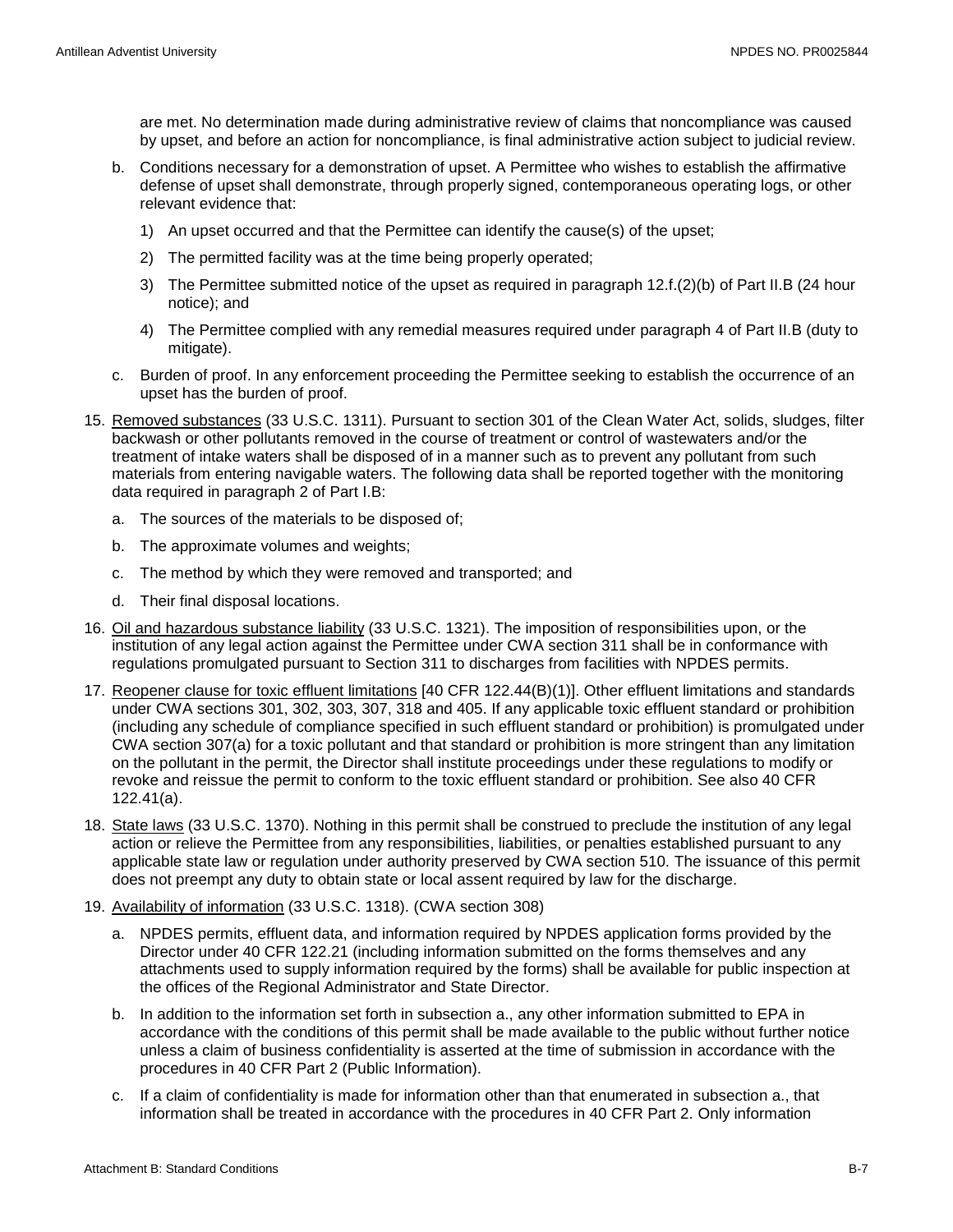are met. No determination made during administrative review of claims that noncompliance was caused by upset, and before an action for noncompliance, is final administrative action subject to judicial review.

b. Conditions necessary for a demonstration of upset. A Permittee who wishes to establish the affirmative defense of upset shall demonstrate, through properly signed, contemporaneous operating logs, or other relevant evidence that:

   1) An upset occurred and that the Permittee can identify the cause(s) of the upset;

   2) The permitted facility was at the time being properly operated;

   3) The Permittee submitted notice of the upset as required in paragraph 12.f.(2)(b) of Part II.B (24 hour notice); and

   4) The Permittee complied with any remedial measures required under paragraph 4 of Part II.B (duty to mitigate).

c. Burden of proof. In any enforcement proceeding the Permittee seeking to establish the occurrence of an upset has the burden of proof.

15. Removed substances (33 U.S.C. 1311). Pursuant to section 301 of the Clean Water Act, solids, sludges, filter backwash or other pollutants removed in the course of treatment or control of wastewaters and/or the treatment of intake waters shall be disposed of in a manner such as to prevent any pollutant from such materials from entering navigable waters. The following data shall be reported together with the monitoring data required in paragraph 2 of Part I.B:

    a. The sources of the materials to be disposed of;

    b. The approximate volumes and weights;

    c. The method by which they were removed and transported; and

    d. Their final disposal locations.

16. Oil and hazardous substance liability (33 U.S.C. 1321). The imposition of responsibilities upon, or the institution of any legal action against the Permittee under CWA section 311 shall be in conformance with regulations promulgated pursuant to Section 311 to discharges from facilities with NPDES permits.

17. Reopener clause for toxic effluent limitations [40 CFR 122.44(B)(1)]. Other effluent limitations and standards under CWA sections 301, 302, 303, 307, 318 and 405. If any applicable toxic effluent standard or prohibition (including any schedule of compliance specified in such effluent standard or prohibition) is promulgated under CWA section 307(a) for a toxic pollutant and that standard or prohibition is more stringent than any limitation on the pollutant in the permit, the Director shall institute proceedings under these regulations to modify or revoke and reissue the permit to conform to the toxic effluent standard or prohibition. See also 40 CFR 122.41(a).

18. State laws (33 U.S.C. 1370). Nothing in this permit shall be construed to preclude the institution of any legal action or relieve the Permittee from any responsibilities, liabilities, or penalties established pursuant to any applicable state law or regulation under authority preserved by CWA section 510. The issuance of this permit does not preempt any duty to obtain state or local assent required by law for the discharge.

19. Availability of information (33 U.S.C. 1318). (CWA section 308)

    a. NPDES permits, effluent data, and information required by NPDES application forms provided by the Director under 40 CFR 122.21 (including information submitted on the forms themselves and any attachments used to supply information required by the forms) shall be available for public inspection at the offices of the Regional Administrator and State Director.

    b. In addition to the information set forth in subsection a., any other information submitted to EPA in accordance with the conditions of this permit shall be made available to the public without further notice unless a claim of business confidentiality is asserted at the time of submission in accordance with the procedures in 40 CFR Part 2 (Public Information).

    c. If a claim of confidentiality is made for information other than that enumerated in subsection a., that information shall be treated in accordance with the procedures in 40 CFR Part 2. Only information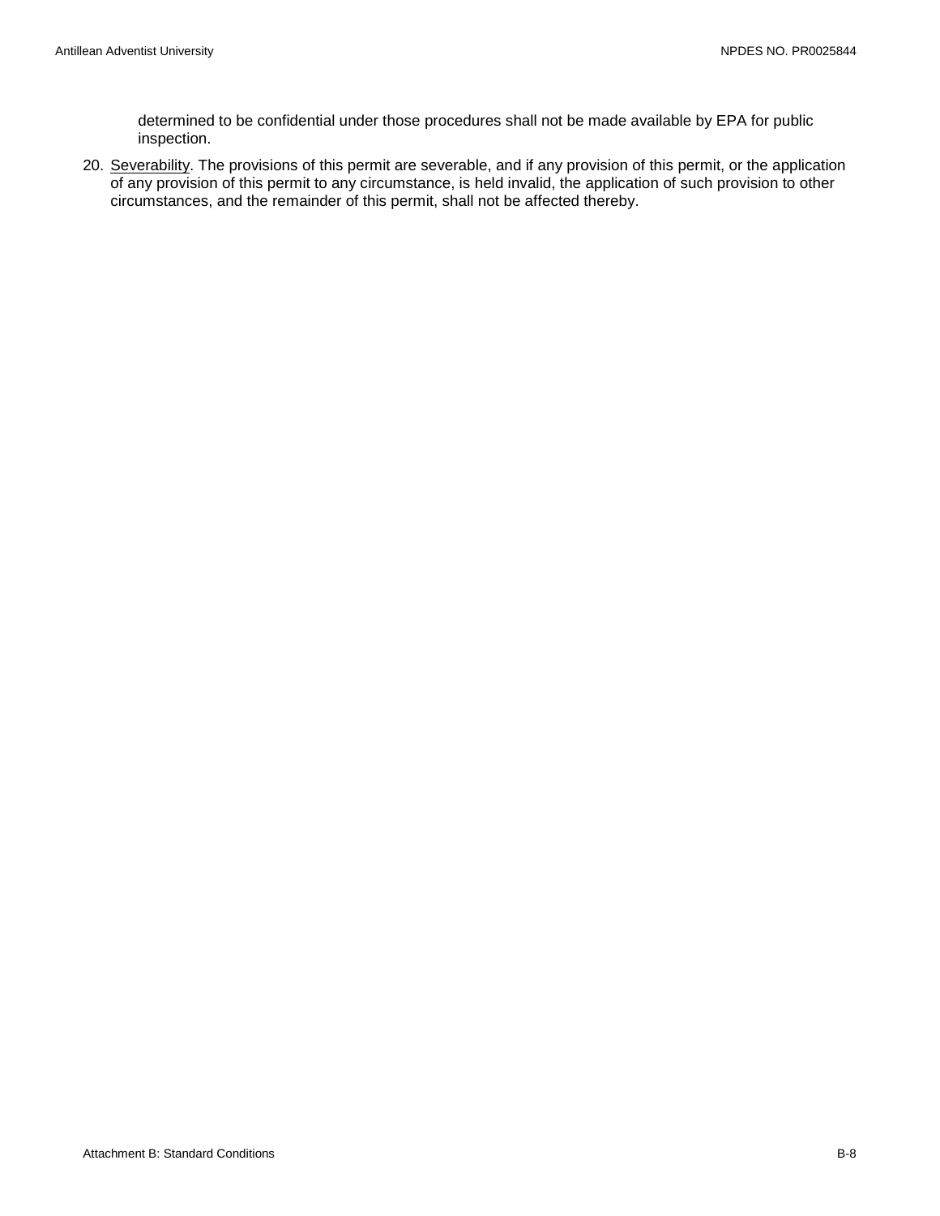determined to be confidential under those procedures shall not be made available by EPA for public inspection.

20. Severability. The provisions of this permit are severable, and if any provision of this permit, or the application of any provision of this permit to any circumstance, is held invalid, the application of such provision to other circumstances, and the remainder of this permit, shall not be affected thereby.